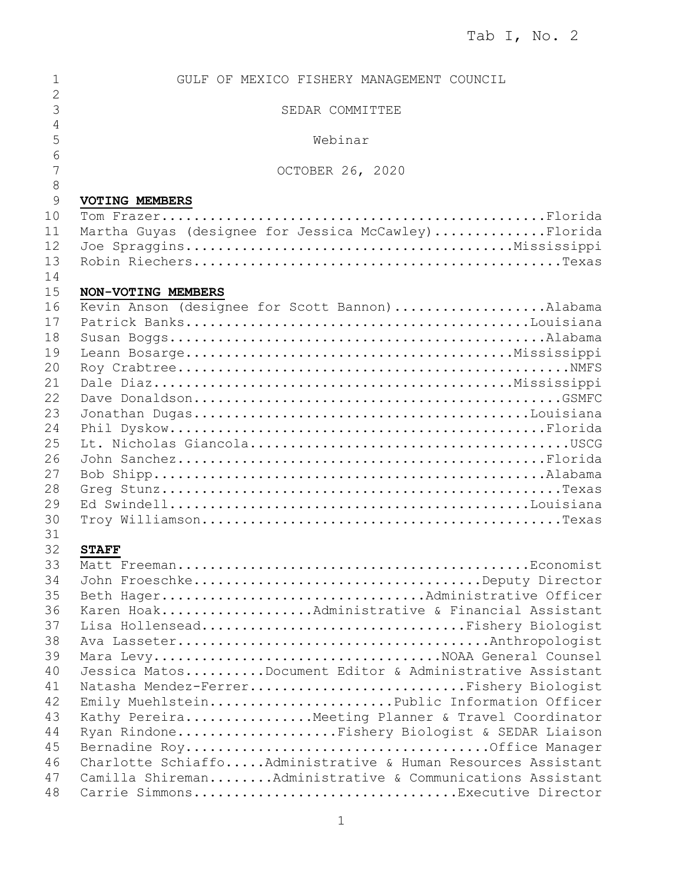Tab I, No. 2

GULF OF MEXICO FISHERY MANAGEMENT COUNCIL

SEDAR COMMITTEE

Webinar

OCTOBER 26, 2020

**VOTING MEMBERS**

Tom Frazer...............................................Florida
Martha Guyas (designee for Jessica McCawley)..............Florida
Joe Spraggins.........................................Mississippi
Robin Riechers..............................................Texas

**NON-VOTING MEMBERS**

Kevin Anson (designee for Scott Bannon)...................Alabama
Patrick Banks.............................................Louisiana
Susan Boggs.................................................Alabama
Leann Bosarge.........................................Mississippi
Roy Crabtree.................................................NMFS
Dale Diaz.............................................Mississippi
Dave Donaldson..............................................GSMFC
Jonathan Dugas............................................Louisiana
Phil Dyskow.................................................Florida
Lt. Nicholas Giancola........................................USCG
John Sanchez................................................Florida
Bob Shipp...................................................Alabama
Greg Stunz....................................................Texas
Ed Swindell...............................................Louisiana
Troy Williamson...............................................Texas

**STAFF**

Matt Freeman..............................................Economist
John Froeschke.......................................Deputy Director
Beth Hager...................................Administrative Officer
Karen Hoak...................Administrative & Financial Assistant
Lisa Hollensead......................................Fishery Biologist
Ava Lasseter............................................Anthropologist
Mara Levy...................................NOAA General Counsel
Jessica Matos..........Document Editor & Administrative Assistant
Natasha Mendez-Ferrer...........................Fishery Biologist
Emily Muehlstein......................Public Information Officer
Kathy Pereira................Meeting Planner & Travel Coordinator
Ryan Rindone...................Fishery Biologist & SEDAR Liaison
Bernadine Roy.....................................Office Manager
Charlotte Schiaffo.....Administrative & Human Resources Assistant
Camilla Shireman........Administrative & Communications Assistant
Carrie Simmons................................Executive Director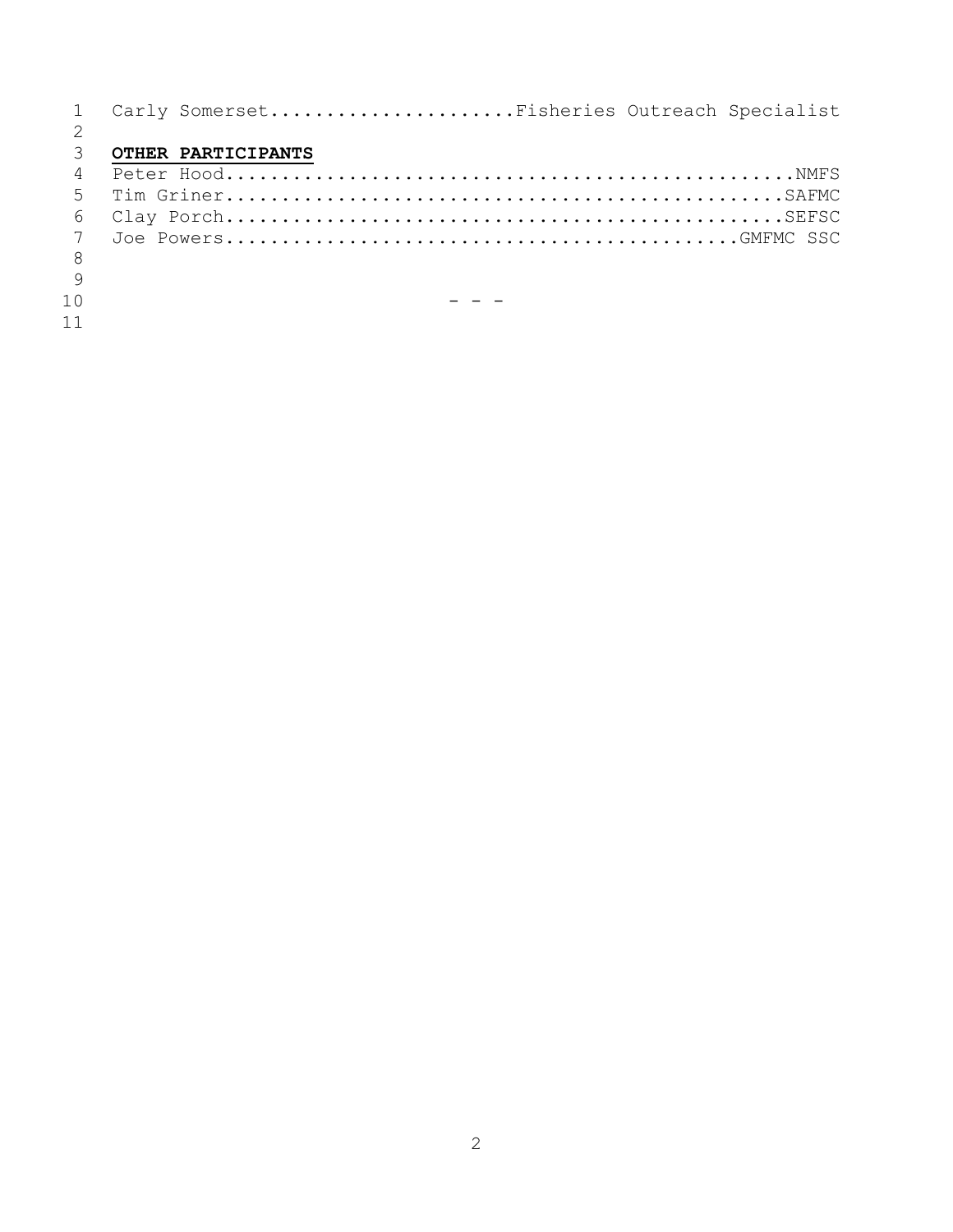Carly Somerset.....................Fisheries Outreach Specialist

**OTHER PARTICIPANTS**

Peter Hood..................................................NMFS
Tim Griner.................................................SAFMC
Clay Porch.................................................SEFSC
Joe Powers.............................................GMFMC SSC

\- - -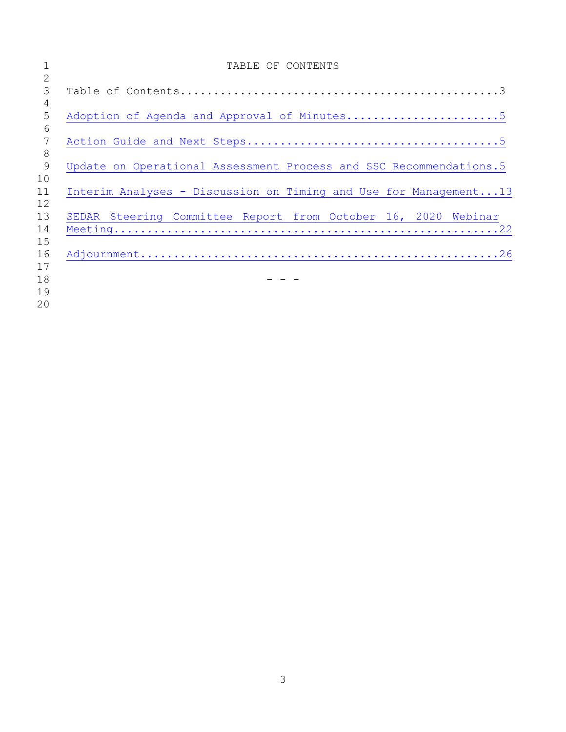# TABLE OF CONTENTS

Table of Contents...............................................3

Adoption of Agenda and Approval of Minutes.......................5

Action Guide and Next Steps.....................................5

Update on Operational Assessment Process and SSC Recommendations.5

Interim Analyses - Discussion on Timing and Use for Management...13

SEDAR Steering Committee Report from October 16, 2020 Webinar Meeting..........................................................22

Adjournment.....................................................26

- - -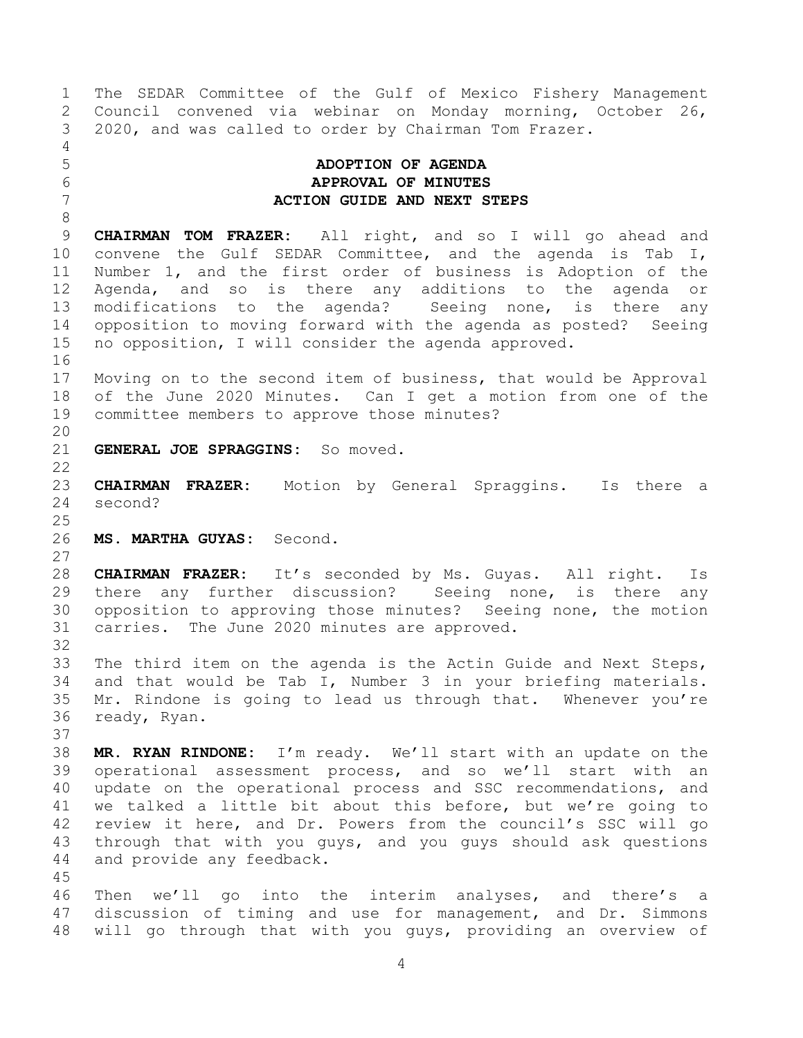The SEDAR Committee of the Gulf of Mexico Fishery Management Council convened via webinar on Monday morning, October 26, 2020, and was called to order by Chairman Tom Frazer.

**ADOPTION OF AGENDA**
**APPROVAL OF MINUTES**
**ACTION GUIDE AND NEXT STEPS**

**CHAIRMAN TOM FRAZER:** All right, and so I will go ahead and convene the Gulf SEDAR Committee, and the agenda is Tab I, Number 1, and the first order of business is Adoption of the Agenda, and so is there any additions to the agenda or modifications to the agenda? Seeing none, is there any opposition to moving forward with the agenda as posted? Seeing no opposition, I will consider the agenda approved.

Moving on to the second item of business, that would be Approval of the June 2020 Minutes. Can I get a motion from one of the committee members to approve those minutes?

**GENERAL JOE SPRAGGINS:** So moved.

**CHAIRMAN FRAZER:** Motion by General Spraggins. Is there a second?

**MS. MARTHA GUYAS:** Second.

**CHAIRMAN FRAZER:** It's seconded by Ms. Guyas. All right. Is there any further discussion? Seeing none, is there any opposition to approving those minutes? Seeing none, the motion carries. The June 2020 minutes are approved.

The third item on the agenda is the Actin Guide and Next Steps, and that would be Tab I, Number 3 in your briefing materials. Mr. Rindone is going to lead us through that. Whenever you're ready, Ryan.

**MR. RYAN RINDONE:** I'm ready. We'll start with an update on the operational assessment process, and so we'll start with an update on the operational process and SSC recommendations, and we talked a little bit about this before, but we're going to review it here, and Dr. Powers from the council's SSC will go through that with you guys, and you guys should ask questions and provide any feedback.

Then we'll go into the interim analyses, and there's a discussion of timing and use for management, and Dr. Simmons will go through that with you guys, providing an overview of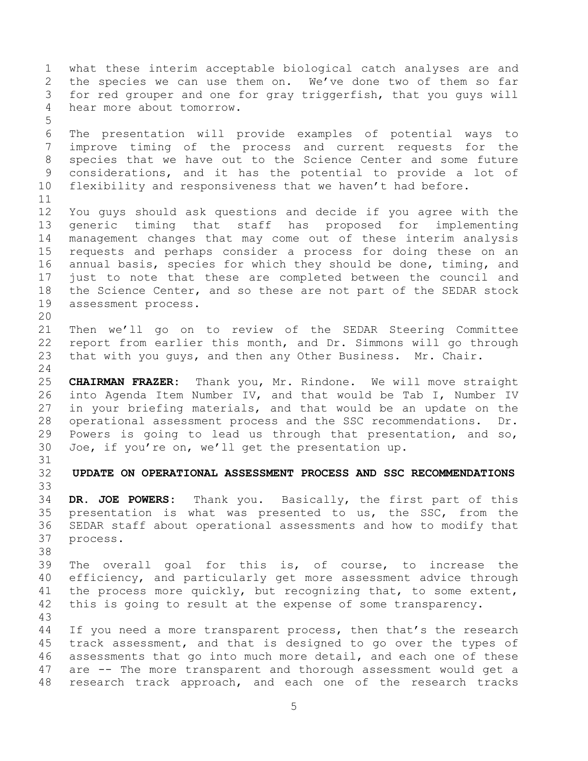what these interim acceptable biological catch analyses are and the species we can use them on. We've done two of them so far for red grouper and one for gray triggerfish, that you guys will hear more about tomorrow.

The presentation will provide examples of potential ways to improve timing of the process and current requests for the species that we have out to the Science Center and some future considerations, and it has the potential to provide a lot of flexibility and responsiveness that we haven't had before.

You guys should ask questions and decide if you agree with the generic timing that staff has proposed for implementing management changes that may come out of these interim analysis requests and perhaps consider a process for doing these on an annual basis, species for which they should be done, timing, and just to note that these are completed between the council and the Science Center, and so these are not part of the SEDAR stock assessment process.

Then we'll go on to review of the SEDAR Steering Committee report from earlier this month, and Dr. Simmons will go through that with you guys, and then any Other Business. Mr. Chair.

**CHAIRMAN FRAZER:** Thank you, Mr. Rindone. We will move straight into Agenda Item Number IV, and that would be Tab I, Number IV in your briefing materials, and that would be an update on the operational assessment process and the SSC recommendations. Dr. Powers is going to lead us through that presentation, and so, Joe, if you're on, we'll get the presentation up.

## UPDATE ON OPERATIONAL ASSESSMENT PROCESS AND SSC RECOMMENDATIONS

**DR. JOE POWERS:** Thank you. Basically, the first part of this presentation is what was presented to us, the SSC, from the SEDAR staff about operational assessments and how to modify that process.

The overall goal for this is, of course, to increase the efficiency, and particularly get more assessment advice through the process more quickly, but recognizing that, to some extent, this is going to result at the expense of some transparency.

If you need a more transparent process, then that's the research track assessment, and that is designed to go over the types of assessments that go into much more detail, and each one of these are -- The more transparent and thorough assessment would get a research track approach, and each one of the research tracks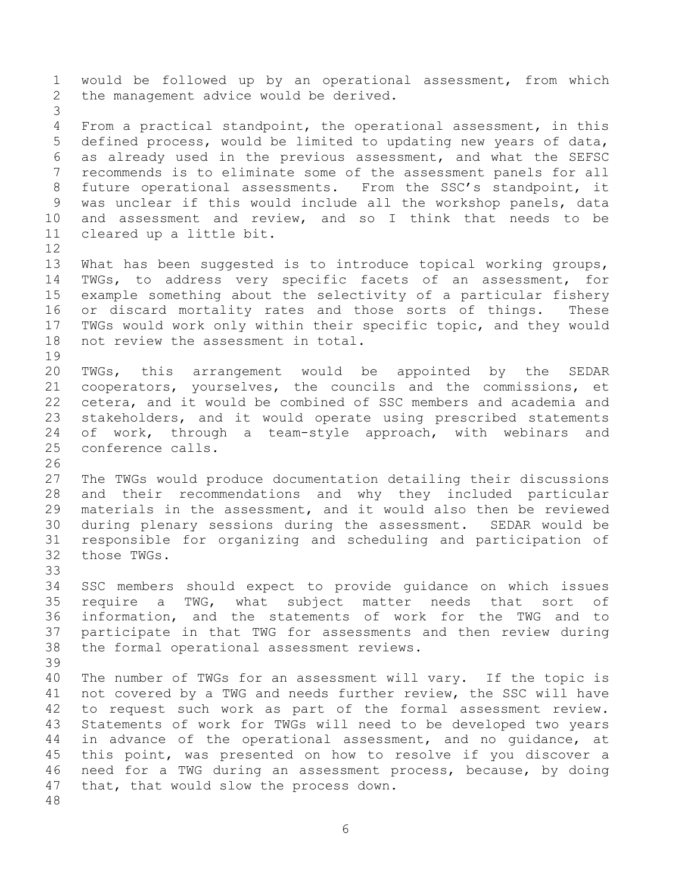would be followed up by an operational assessment, from which the management advice would be derived.

From a practical standpoint, the operational assessment, in this defined process, would be limited to updating new years of data, as already used in the previous assessment, and what the SEFSC recommends is to eliminate some of the assessment panels for all future operational assessments. From the SSC's standpoint, it was unclear if this would include all the workshop panels, data and assessment and review, and so I think that needs to be cleared up a little bit.

What has been suggested is to introduce topical working groups, TWGs, to address very specific facets of an assessment, for example something about the selectivity of a particular fishery or discard mortality rates and those sorts of things. These TWGs would work only within their specific topic, and they would not review the assessment in total.

TWGs, this arrangement would be appointed by the SEDAR cooperators, yourselves, the councils and the commissions, et cetera, and it would be combined of SSC members and academia and stakeholders, and it would operate using prescribed statements of work, through a team-style approach, with webinars and conference calls.

The TWGs would produce documentation detailing their discussions and their recommendations and why they included particular materials in the assessment, and it would also then be reviewed during plenary sessions during the assessment. SEDAR would be responsible for organizing and scheduling and participation of those TWGs.

SSC members should expect to provide guidance on which issues require a TWG, what subject matter needs that sort of information, and the statements of work for the TWG and to participate in that TWG for assessments and then review during the formal operational assessment reviews.

The number of TWGs for an assessment will vary. If the topic is not covered by a TWG and needs further review, the SSC will have to request such work as part of the formal assessment review. Statements of work for TWGs will need to be developed two years in advance of the operational assessment, and no guidance, at this point, was presented on how to resolve if you discover a need for a TWG during an assessment process, because, by doing that, that would slow the process down.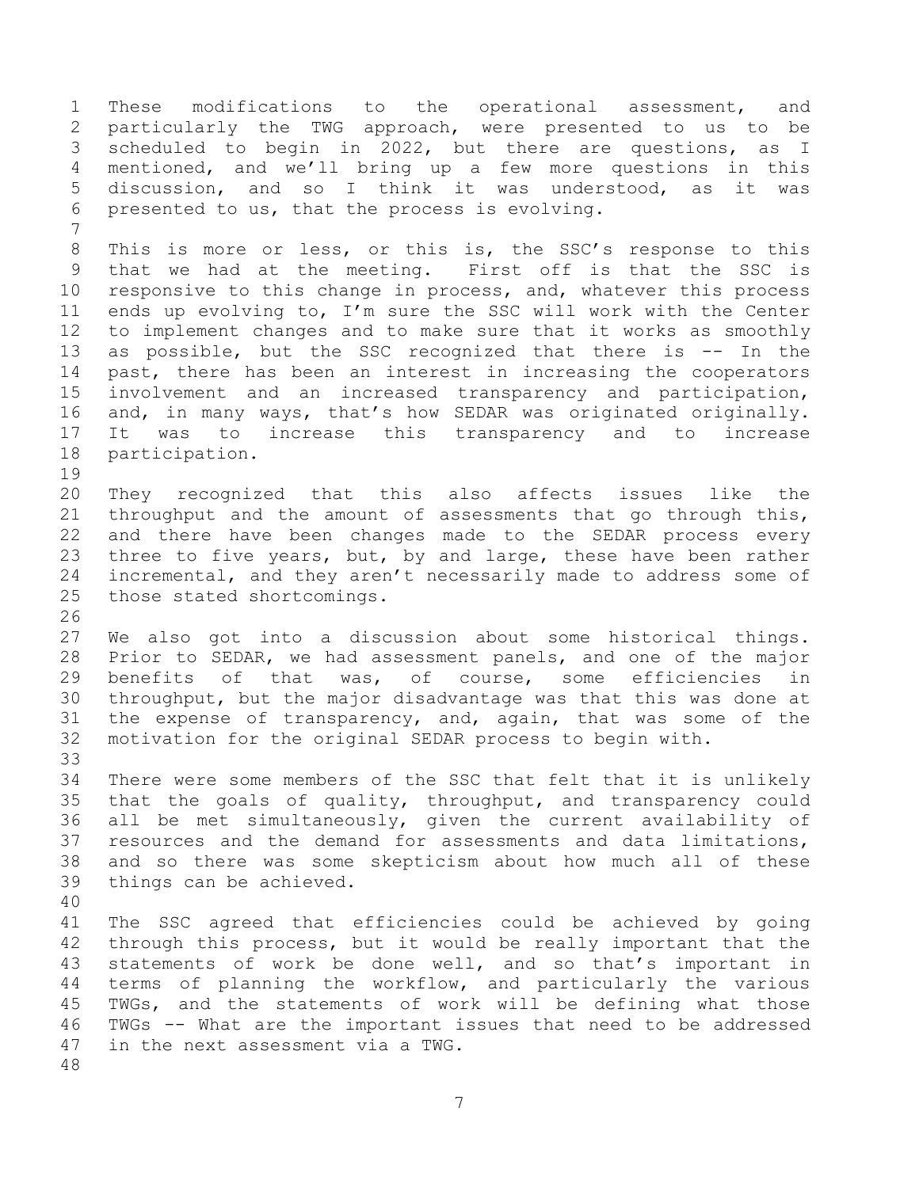These modifications to the operational assessment, and particularly the TWG approach, were presented to us to be scheduled to begin in 2022, but there are questions, as I mentioned, and we'll bring up a few more questions in this discussion, and so I think it was understood, as it was presented to us, that the process is evolving.

This is more or less, or this is, the SSC's response to this that we had at the meeting. First off is that the SSC is responsive to this change in process, and, whatever this process ends up evolving to, I'm sure the SSC will work with the Center to implement changes and to make sure that it works as smoothly as possible, but the SSC recognized that there is -- In the past, there has been an interest in increasing the cooperators involvement and an increased transparency and participation, and, in many ways, that's how SEDAR was originated originally. It was to increase this transparency and to increase participation.

They recognized that this also affects issues like the throughput and the amount of assessments that go through this, and there have been changes made to the SEDAR process every three to five years, but, by and large, these have been rather incremental, and they aren't necessarily made to address some of those stated shortcomings.

We also got into a discussion about some historical things. Prior to SEDAR, we had assessment panels, and one of the major benefits of that was, of course, some efficiencies in throughput, but the major disadvantage was that this was done at the expense of transparency, and, again, that was some of the motivation for the original SEDAR process to begin with.

There were some members of the SSC that felt that it is unlikely that the goals of quality, throughput, and transparency could all be met simultaneously, given the current availability of resources and the demand for assessments and data limitations, and so there was some skepticism about how much all of these things can be achieved.

The SSC agreed that efficiencies could be achieved by going through this process, but it would be really important that the statements of work be done well, and so that's important in terms of planning the workflow, and particularly the various TWGs, and the statements of work will be defining what those TWGs -- What are the important issues that need to be addressed in the next assessment via a TWG.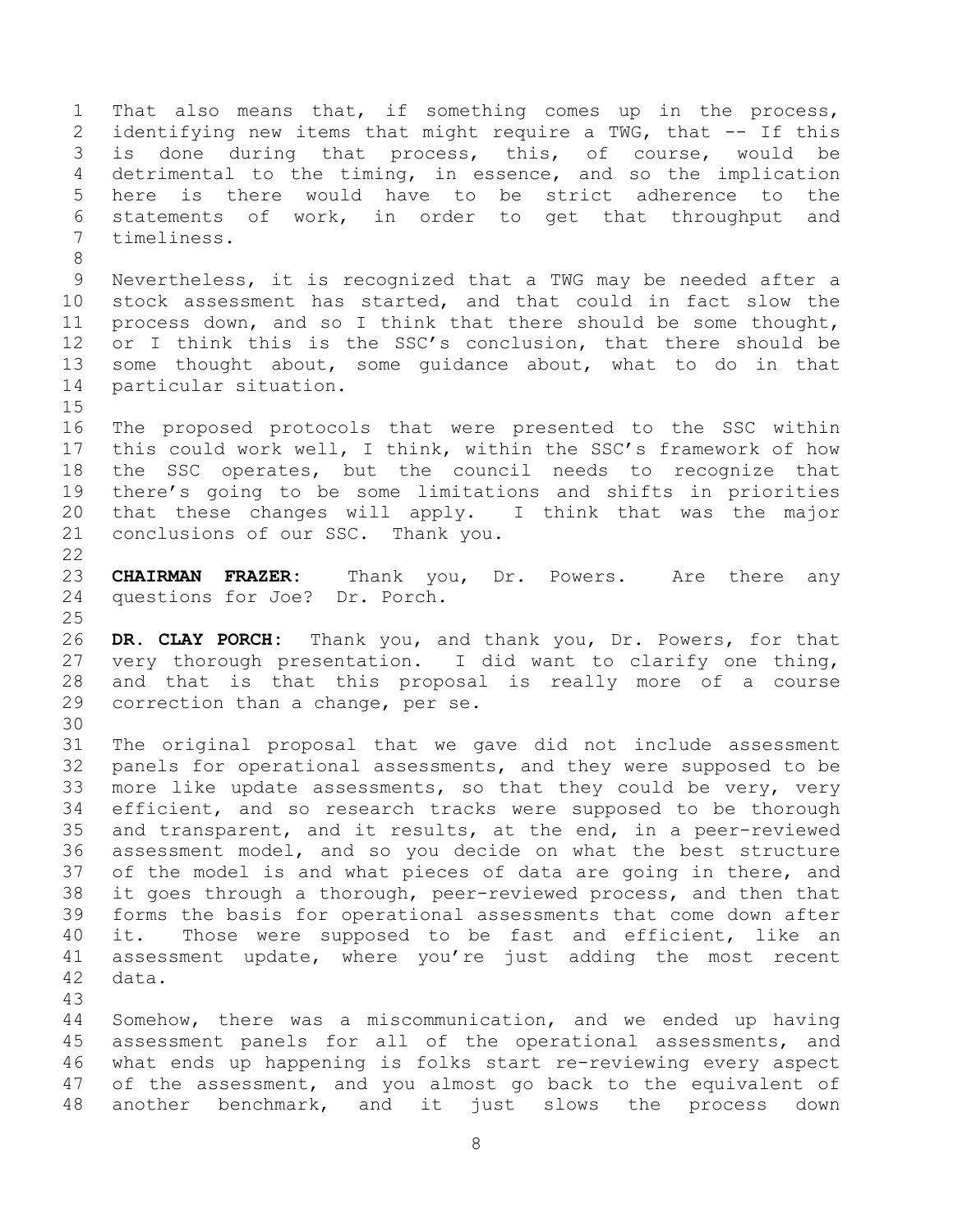That also means that, if something comes up in the process, identifying new items that might require a TWG, that -- If this is done during that process, this, of course, would be detrimental to the timing, in essence, and so the implication here is there would have to be strict adherence to the statements of work, in order to get that throughput and timeliness.

Nevertheless, it is recognized that a TWG may be needed after a stock assessment has started, and that could in fact slow the process down, and so I think that there should be some thought, or I think this is the SSC's conclusion, that there should be some thought about, some guidance about, what to do in that particular situation.

The proposed protocols that were presented to the SSC within this could work well, I think, within the SSC's framework of how the SSC operates, but the council needs to recognize that there's going to be some limitations and shifts in priorities that these changes will apply. I think that was the major conclusions of our SSC. Thank you.

**CHAIRMAN FRAZER:** Thank you, Dr. Powers. Are there any questions for Joe? Dr. Porch.

**DR. CLAY PORCH:** Thank you, and thank you, Dr. Powers, for that very thorough presentation. I did want to clarify one thing, and that is that this proposal is really more of a course correction than a change, per se.

The original proposal that we gave did not include assessment panels for operational assessments, and they were supposed to be more like update assessments, so that they could be very, very efficient, and so research tracks were supposed to be thorough and transparent, and it results, at the end, in a peer-reviewed assessment model, and so you decide on what the best structure of the model is and what pieces of data are going in there, and it goes through a thorough, peer-reviewed process, and then that forms the basis for operational assessments that come down after it. Those were supposed to be fast and efficient, like an assessment update, where you're just adding the most recent data.

Somehow, there was a miscommunication, and we ended up having assessment panels for all of the operational assessments, and what ends up happening is folks start re-reviewing every aspect of the assessment, and you almost go back to the equivalent of another benchmark, and it just slows the process down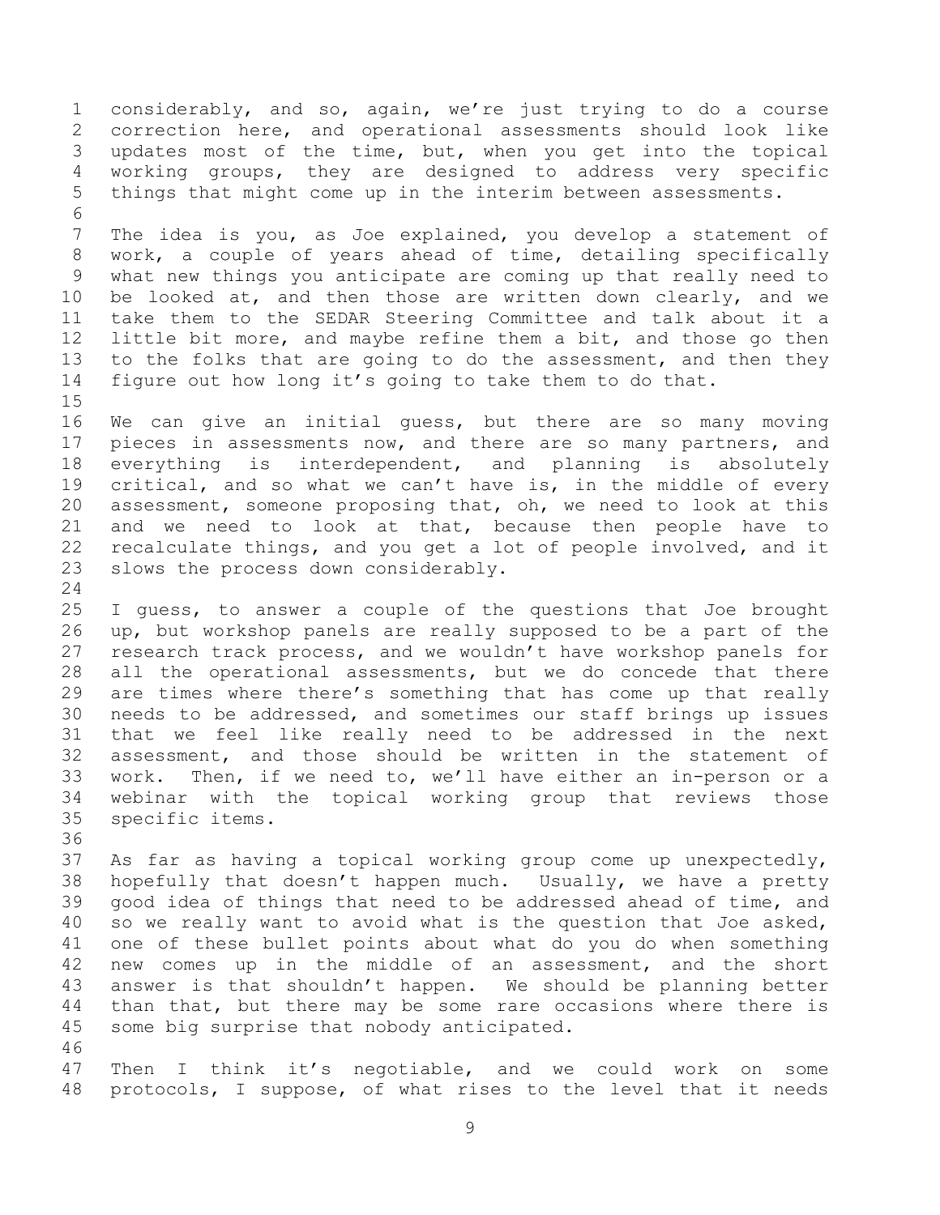considerably, and so, again, we're just trying to do a course correction here, and operational assessments should look like updates most of the time, but, when you get into the topical working groups, they are designed to address very specific things that might come up in the interim between assessments.

The idea is you, as Joe explained, you develop a statement of work, a couple of years ahead of time, detailing specifically what new things you anticipate are coming up that really need to be looked at, and then those are written down clearly, and we take them to the SEDAR Steering Committee and talk about it a little bit more, and maybe refine them a bit, and those go then to the folks that are going to do the assessment, and then they figure out how long it's going to take them to do that.

We can give an initial guess, but there are so many moving pieces in assessments now, and there are so many partners, and everything is interdependent, and planning is absolutely critical, and so what we can't have is, in the middle of every assessment, someone proposing that, oh, we need to look at this and we need to look at that, because then people have to recalculate things, and you get a lot of people involved, and it slows the process down considerably.

I guess, to answer a couple of the questions that Joe brought up, but workshop panels are really supposed to be a part of the research track process, and we wouldn't have workshop panels for all the operational assessments, but we do concede that there are times where there's something that has come up that really needs to be addressed, and sometimes our staff brings up issues that we feel like really need to be addressed in the next assessment, and those should be written in the statement of work. Then, if we need to, we'll have either an in-person or a webinar with the topical working group that reviews those specific items.

As far as having a topical working group come up unexpectedly, hopefully that doesn't happen much. Usually, we have a pretty good idea of things that need to be addressed ahead of time, and so we really want to avoid what is the question that Joe asked, one of these bullet points about what do you do when something new comes up in the middle of an assessment, and the short answer is that shouldn't happen. We should be planning better than that, but there may be some rare occasions where there is some big surprise that nobody anticipated.

Then I think it's negotiable, and we could work on some protocols, I suppose, of what rises to the level that it needs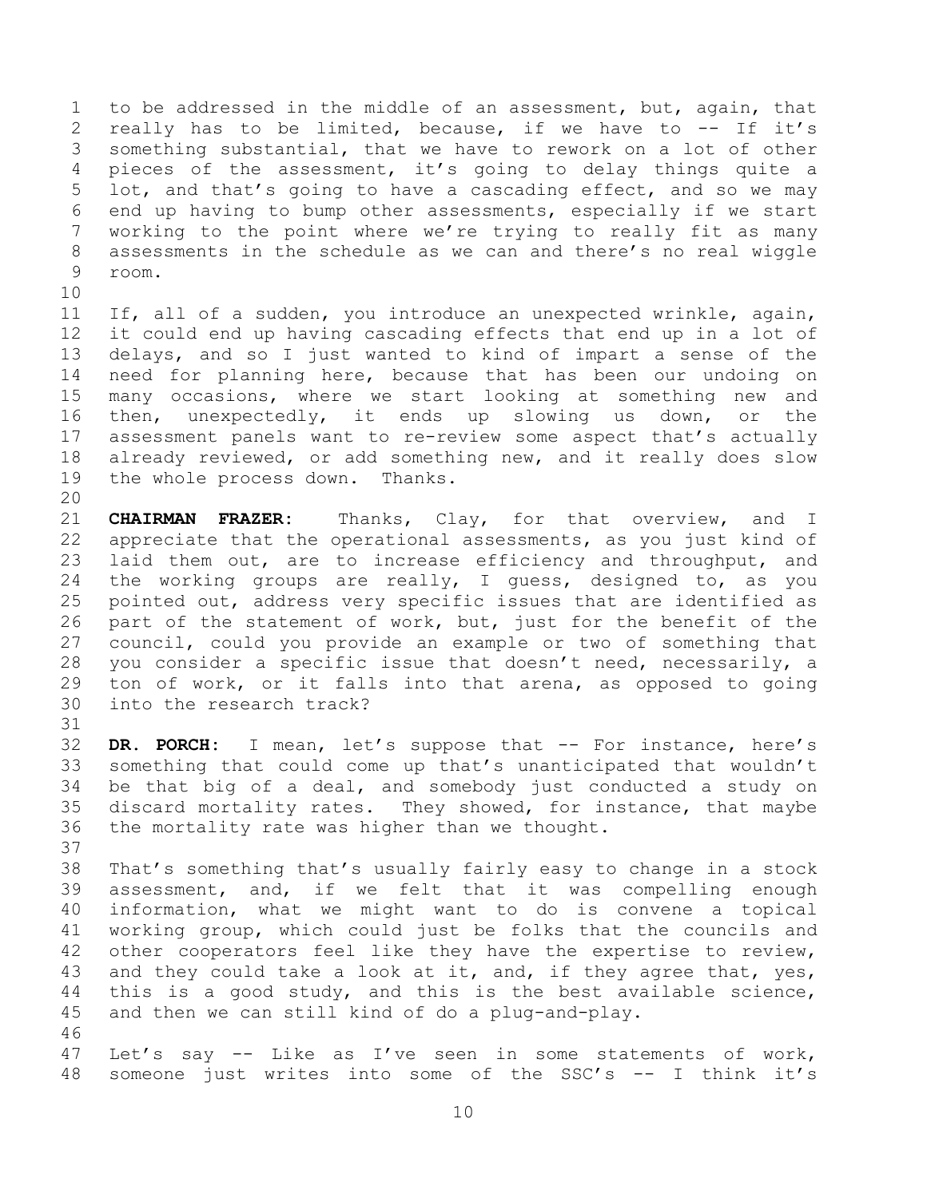to be addressed in the middle of an assessment, but, again, that really has to be limited, because, if we have to -- If it's something substantial, that we have to rework on a lot of other pieces of the assessment, it's going to delay things quite a lot, and that's going to have a cascading effect, and so we may end up having to bump other assessments, especially if we start working to the point where we're trying to really fit as many assessments in the schedule as we can and there's no real wiggle room.

If, all of a sudden, you introduce an unexpected wrinkle, again, it could end up having cascading effects that end up in a lot of delays, and so I just wanted to kind of impart a sense of the need for planning here, because that has been our undoing on many occasions, where we start looking at something new and then, unexpectedly, it ends up slowing us down, or the assessment panels want to re-review some aspect that's actually already reviewed, or add something new, and it really does slow the whole process down. Thanks.

**CHAIRMAN FRAZER:** Thanks, Clay, for that overview, and I appreciate that the operational assessments, as you just kind of laid them out, are to increase efficiency and throughput, and the working groups are really, I guess, designed to, as you pointed out, address very specific issues that are identified as part of the statement of work, but, just for the benefit of the council, could you provide an example or two of something that you consider a specific issue that doesn't need, necessarily, a ton of work, or it falls into that arena, as opposed to going into the research track?

**DR. PORCH:** I mean, let's suppose that -- For instance, here's something that could come up that's unanticipated that wouldn't be that big of a deal, and somebody just conducted a study on discard mortality rates. They showed, for instance, that maybe the mortality rate was higher than we thought.

That's something that's usually fairly easy to change in a stock assessment, and, if we felt that it was compelling enough information, what we might want to do is convene a topical working group, which could just be folks that the councils and other cooperators feel like they have the expertise to review, and they could take a look at it, and, if they agree that, yes, this is a good study, and this is the best available science, and then we can still kind of do a plug-and-play.

Let's say -- Like as I've seen in some statements of work, someone just writes into some of the SSC's -- I think it's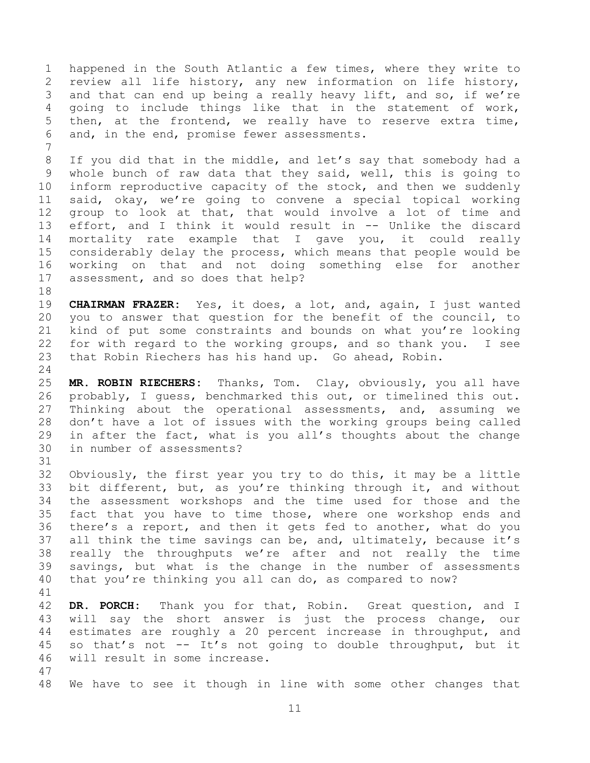happened in the South Atlantic a few times, where they write to review all life history, any new information on life history, and that can end up being a really heavy lift, and so, if we're going to include things like that in the statement of work, then, at the frontend, we really have to reserve extra time, and, in the end, promise fewer assessments.

If you did that in the middle, and let's say that somebody had a whole bunch of raw data that they said, well, this is going to inform reproductive capacity of the stock, and then we suddenly said, okay, we're going to convene a special topical working group to look at that, that would involve a lot of time and effort, and I think it would result in -- Unlike the discard mortality rate example that I gave you, it could really considerably delay the process, which means that people would be working on that and not doing something else for another assessment, and so does that help?

**CHAIRMAN FRAZER:** Yes, it does, a lot, and, again, I just wanted you to answer that question for the benefit of the council, to kind of put some constraints and bounds on what you're looking for with regard to the working groups, and so thank you. I see that Robin Riechers has his hand up. Go ahead, Robin.

**MR. ROBIN RIECHERS:** Thanks, Tom. Clay, obviously, you all have probably, I guess, benchmarked this out, or timelined this out. Thinking about the operational assessments, and, assuming we don't have a lot of issues with the working groups being called in after the fact, what is you all's thoughts about the change in number of assessments?

Obviously, the first year you try to do this, it may be a little bit different, but, as you're thinking through it, and without the assessment workshops and the time used for those and the fact that you have to time those, where one workshop ends and there's a report, and then it gets fed to another, what do you all think the time savings can be, and, ultimately, because it's really the throughputs we're after and not really the time savings, but what is the change in the number of assessments that you're thinking you all can do, as compared to now?

**DR. PORCH:** Thank you for that, Robin. Great question, and I will say the short answer is just the process change, our estimates are roughly a 20 percent increase in throughput, and so that's not -- It's not going to double throughput, but it will result in some increase.

We have to see it though in line with some other changes that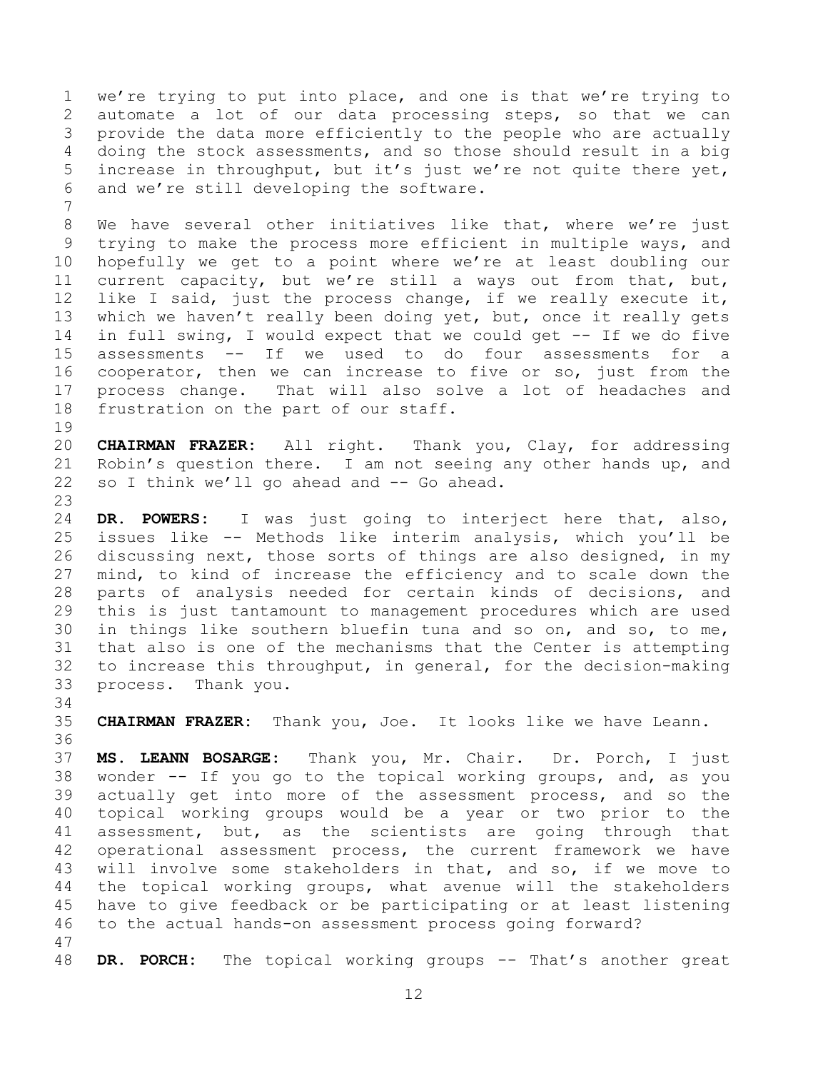we're trying to put into place, and one is that we're trying to automate a lot of our data processing steps, so that we can provide the data more efficiently to the people who are actually doing the stock assessments, and so those should result in a big increase in throughput, but it's just we're not quite there yet, and we're still developing the software.

We have several other initiatives like that, where we're just trying to make the process more efficient in multiple ways, and hopefully we get to a point where we're at least doubling our current capacity, but we're still a ways out from that, but, like I said, just the process change, if we really execute it, which we haven't really been doing yet, but, once it really gets in full swing, I would expect that we could get -- If we do five assessments -- If we used to do four assessments for a cooperator, then we can increase to five or so, just from the process change. That will also solve a lot of headaches and frustration on the part of our staff.

**CHAIRMAN FRAZER:** All right. Thank you, Clay, for addressing Robin's question there. I am not seeing any other hands up, and so I think we'll go ahead and -- Go ahead.

**DR. POWERS:** I was just going to interject here that, also, issues like -- Methods like interim analysis, which you'll be discussing next, those sorts of things are also designed, in my mind, to kind of increase the efficiency and to scale down the parts of analysis needed for certain kinds of decisions, and this is just tantamount to management procedures which are used in things like southern bluefin tuna and so on, and so, to me, that also is one of the mechanisms that the Center is attempting to increase this throughput, in general, for the decision-making process. Thank you.

**CHAIRMAN FRAZER:** Thank you, Joe. It looks like we have Leann.

**MS. LEANN BOSARGE:** Thank you, Mr. Chair. Dr. Porch, I just wonder -- If you go to the topical working groups, and, as you actually get into more of the assessment process, and so the topical working groups would be a year or two prior to the assessment, but, as the scientists are going through that operational assessment process, the current framework we have will involve some stakeholders in that, and so, if we move to the topical working groups, what avenue will the stakeholders have to give feedback or be participating or at least listening to the actual hands-on assessment process going forward?

**DR. PORCH:** The topical working groups -- That's another great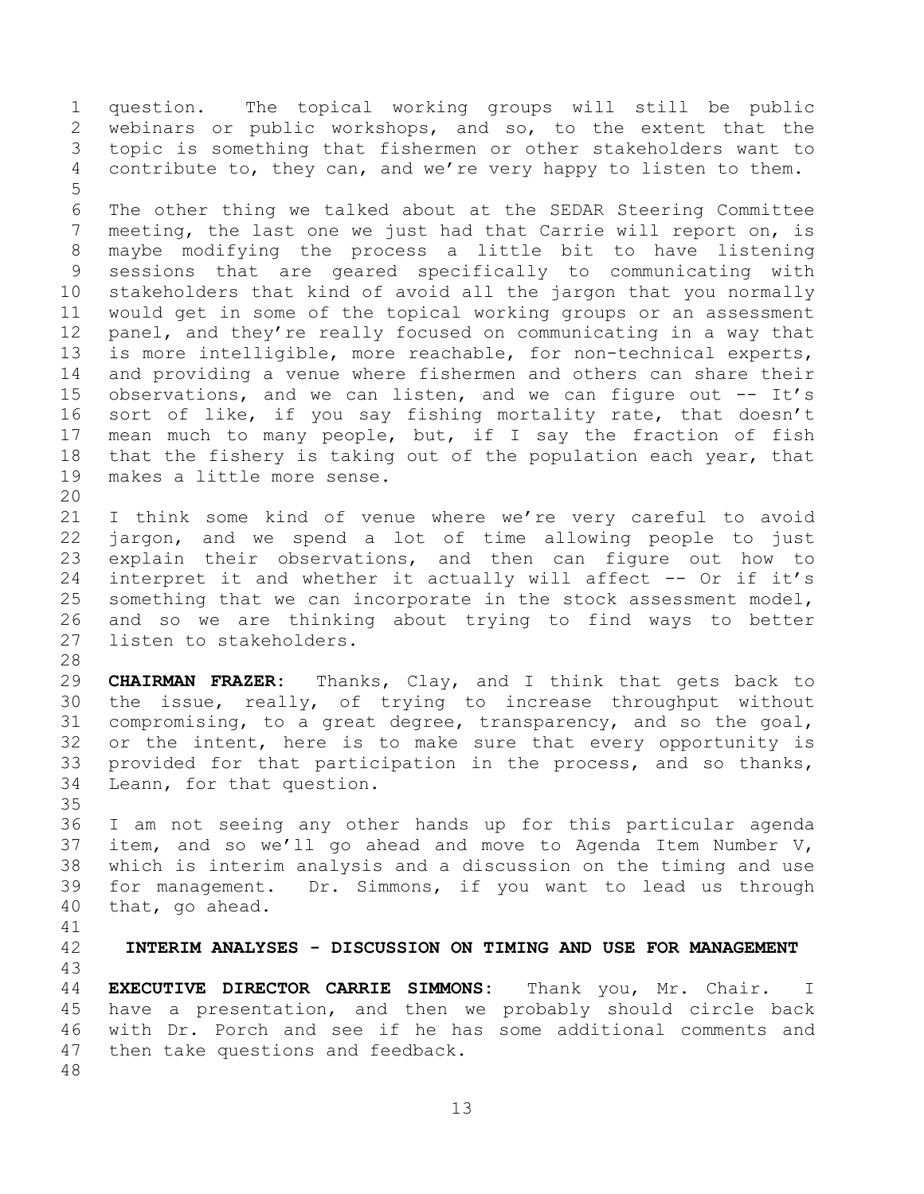question. The topical working groups will still be public webinars or public workshops, and so, to the extent that the topic is something that fishermen or other stakeholders want to contribute to, they can, and we're very happy to listen to them.

The other thing we talked about at the SEDAR Steering Committee meeting, the last one we just had that Carrie will report on, is maybe modifying the process a little bit to have listening sessions that are geared specifically to communicating with stakeholders that kind of avoid all the jargon that you normally would get in some of the topical working groups or an assessment panel, and they're really focused on communicating in a way that is more intelligible, more reachable, for non-technical experts, and providing a venue where fishermen and others can share their observations, and we can listen, and we can figure out -- It's sort of like, if you say fishing mortality rate, that doesn't mean much to many people, but, if I say the fraction of fish that the fishery is taking out of the population each year, that makes a little more sense.

I think some kind of venue where we're very careful to avoid jargon, and we spend a lot of time allowing people to just explain their observations, and then can figure out how to interpret it and whether it actually will affect -- Or if it's something that we can incorporate in the stock assessment model, and so we are thinking about trying to find ways to better listen to stakeholders.

**CHAIRMAN FRAZER:** Thanks, Clay, and I think that gets back to the issue, really, of trying to increase throughput without compromising, to a great degree, transparency, and so the goal, or the intent, here is to make sure that every opportunity is provided for that participation in the process, and so thanks, Leann, for that question.

I am not seeing any other hands up for this particular agenda item, and so we'll go ahead and move to Agenda Item Number V, which is interim analysis and a discussion on the timing and use for management. Dr. Simmons, if you want to lead us through that, go ahead.

## INTERIM ANALYSES - DISCUSSION ON TIMING AND USE FOR MANAGEMENT

**EXECUTIVE DIRECTOR CARRIE SIMMONS:** Thank you, Mr. Chair. I have a presentation, and then we probably should circle back with Dr. Porch and see if he has some additional comments and then take questions and feedback.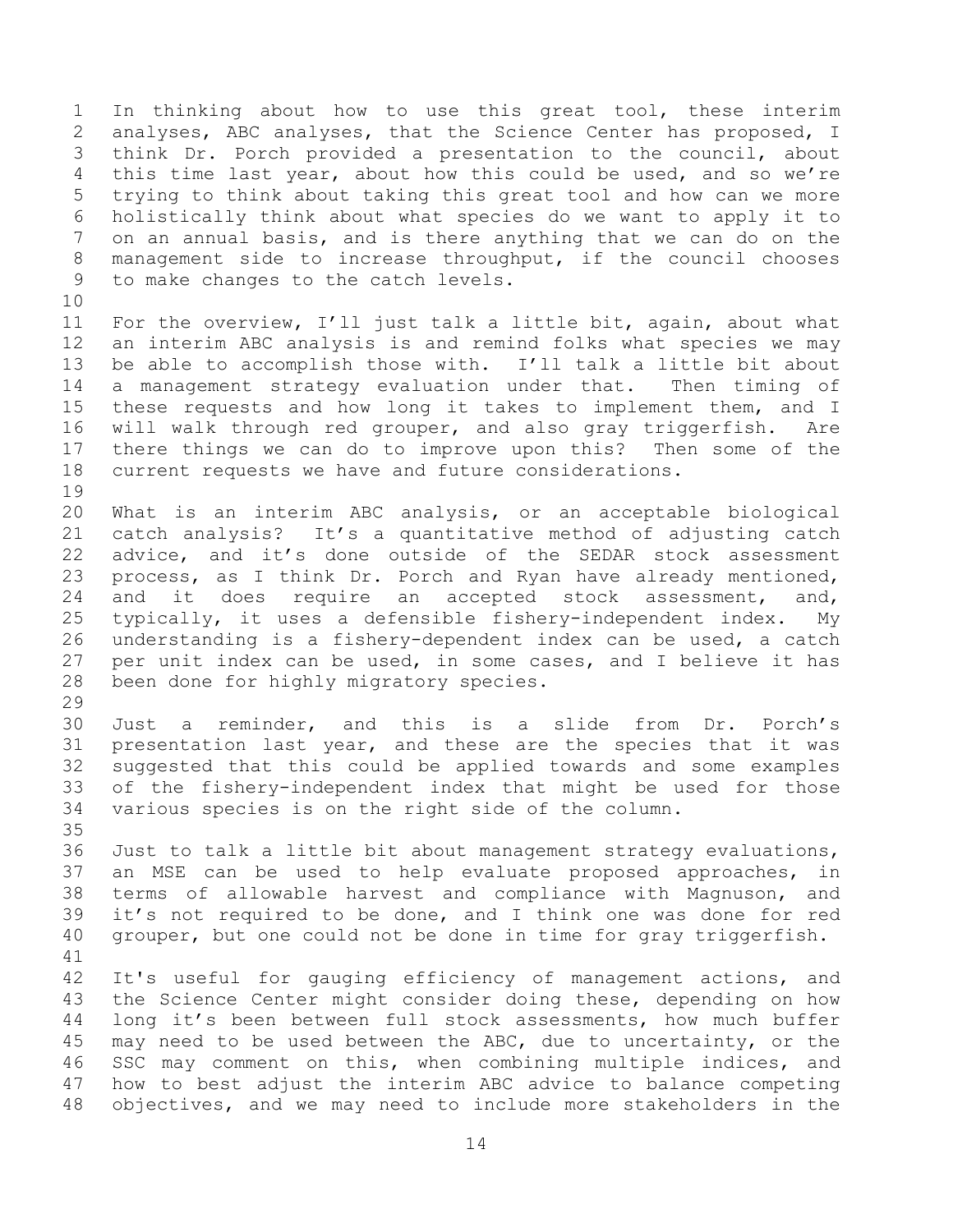In thinking about how to use this great tool, these interim analyses, ABC analyses, that the Science Center has proposed, I think Dr. Porch provided a presentation to the council, about this time last year, about how this could be used, and so we're trying to think about taking this great tool and how can we more holistically think about what species do we want to apply it to on an annual basis, and is there anything that we can do on the management side to increase throughput, if the council chooses to make changes to the catch levels.

For the overview, I'll just talk a little bit, again, about what an interim ABC analysis is and remind folks what species we may be able to accomplish those with. I'll talk a little bit about a management strategy evaluation under that. Then timing of these requests and how long it takes to implement them, and I will walk through red grouper, and also gray triggerfish. Are there things we can do to improve upon this? Then some of the current requests we have and future considerations.

What is an interim ABC analysis, or an acceptable biological catch analysis? It's a quantitative method of adjusting catch advice, and it's done outside of the SEDAR stock assessment process, as I think Dr. Porch and Ryan have already mentioned, and it does require an accepted stock assessment, and, typically, it uses a defensible fishery-independent index. My understanding is a fishery-dependent index can be used, a catch per unit index can be used, in some cases, and I believe it has been done for highly migratory species.

Just a reminder, and this is a slide from Dr. Porch's presentation last year, and these are the species that it was suggested that this could be applied towards and some examples of the fishery-independent index that might be used for those various species is on the right side of the column.

Just to talk a little bit about management strategy evaluations, an MSE can be used to help evaluate proposed approaches, in terms of allowable harvest and compliance with Magnuson, and it's not required to be done, and I think one was done for red grouper, but one could not be done in time for gray triggerfish.

It's useful for gauging efficiency of management actions, and the Science Center might consider doing these, depending on how long it's been between full stock assessments, how much buffer may need to be used between the ABC, due to uncertainty, or the SSC may comment on this, when combining multiple indices, and how to best adjust the interim ABC advice to balance competing objectives, and we may need to include more stakeholders in the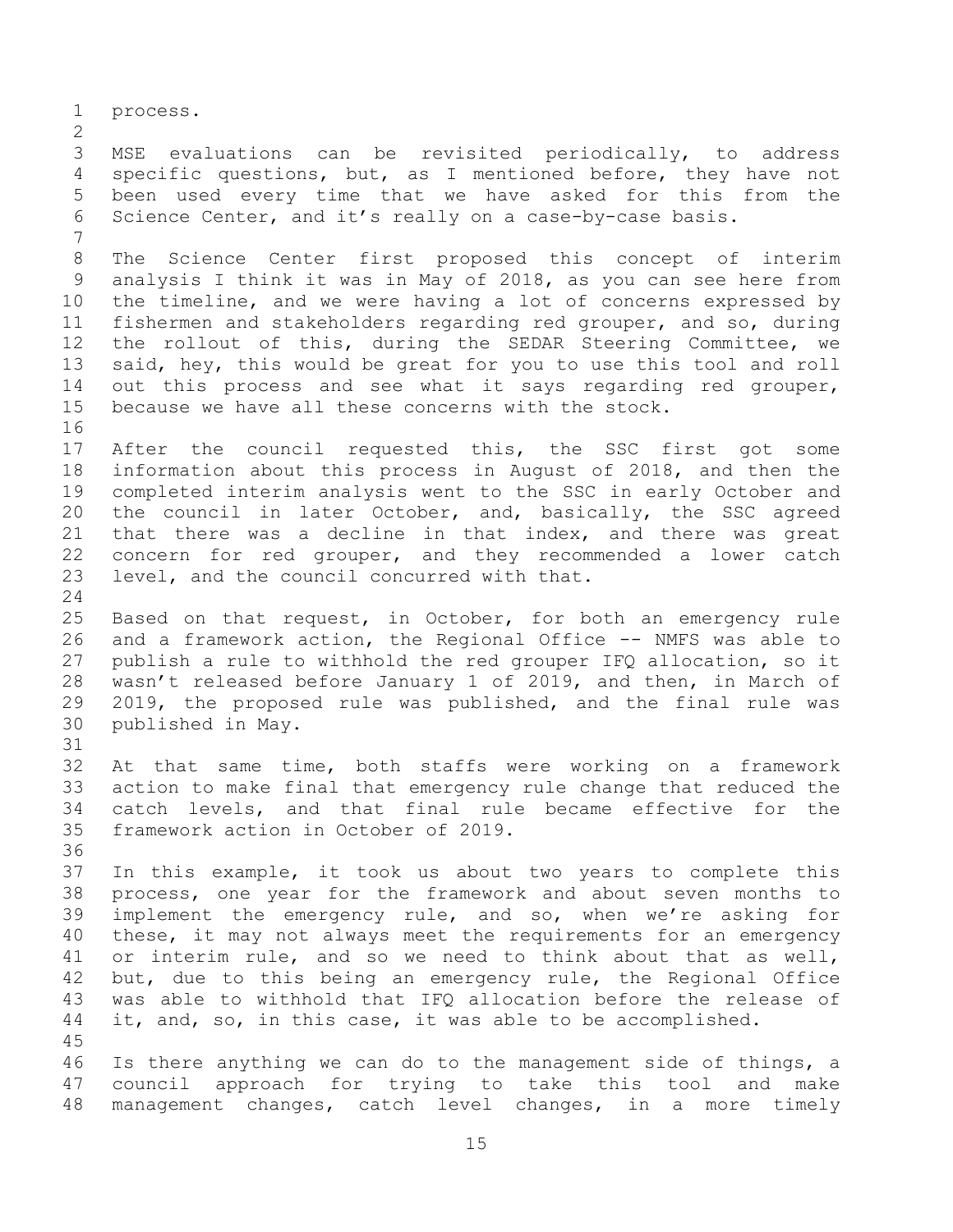process.

MSE evaluations can be revisited periodically, to address specific questions, but, as I mentioned before, they have not been used every time that we have asked for this from the Science Center, and it's really on a case-by-case basis.

The Science Center first proposed this concept of interim analysis I think it was in May of 2018, as you can see here from the timeline, and we were having a lot of concerns expressed by fishermen and stakeholders regarding red grouper, and so, during the rollout of this, during the SEDAR Steering Committee, we said, hey, this would be great for you to use this tool and roll out this process and see what it says regarding red grouper, because we have all these concerns with the stock.

After the council requested this, the SSC first got some information about this process in August of 2018, and then the completed interim analysis went to the SSC in early October and the council in later October, and, basically, the SSC agreed that there was a decline in that index, and there was great concern for red grouper, and they recommended a lower catch level, and the council concurred with that.

Based on that request, in October, for both an emergency rule and a framework action, the Regional Office -- NMFS was able to publish a rule to withhold the red grouper IFQ allocation, so it wasn't released before January 1 of 2019, and then, in March of 2019, the proposed rule was published, and the final rule was published in May.

At that same time, both staffs were working on a framework action to make final that emergency rule change that reduced the catch levels, and that final rule became effective for the framework action in October of 2019.

In this example, it took us about two years to complete this process, one year for the framework and about seven months to implement the emergency rule, and so, when we're asking for these, it may not always meet the requirements for an emergency or interim rule, and so we need to think about that as well, but, due to this being an emergency rule, the Regional Office was able to withhold that IFQ allocation before the release of it, and, so, in this case, it was able to be accomplished.

Is there anything we can do to the management side of things, a council approach for trying to take this tool and make management changes, catch level changes, in a more timely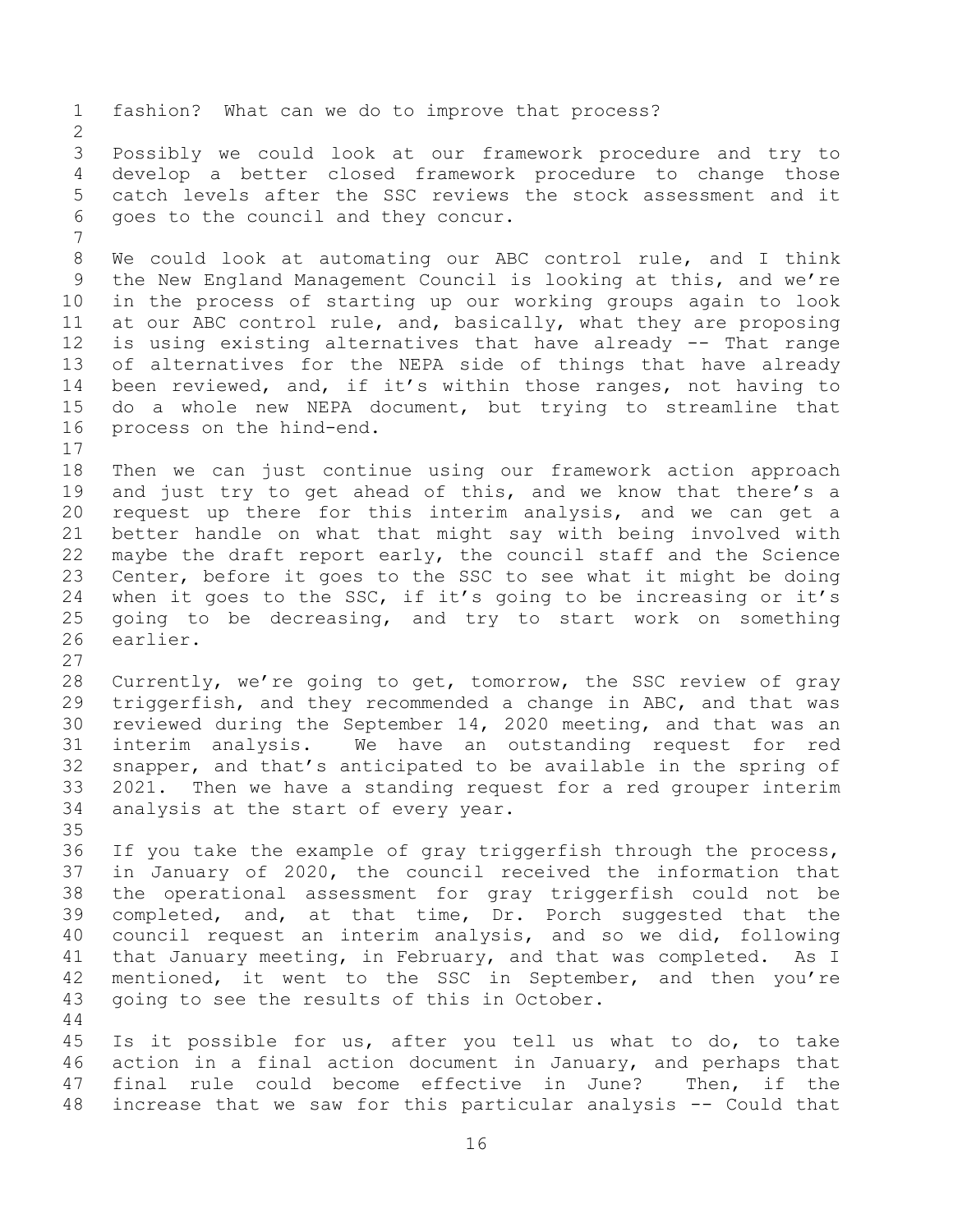fashion? What can we do to improve that process?

Possibly we could look at our framework procedure and try to develop a better closed framework procedure to change those catch levels after the SSC reviews the stock assessment and it goes to the council and they concur.

We could look at automating our ABC control rule, and I think the New England Management Council is looking at this, and we're in the process of starting up our working groups again to look at our ABC control rule, and, basically, what they are proposing is using existing alternatives that have already -- That range of alternatives for the NEPA side of things that have already been reviewed, and, if it's within those ranges, not having to do a whole new NEPA document, but trying to streamline that process on the hind-end.

Then we can just continue using our framework action approach and just try to get ahead of this, and we know that there's a request up there for this interim analysis, and we can get a better handle on what that might say with being involved with maybe the draft report early, the council staff and the Science Center, before it goes to the SSC to see what it might be doing when it goes to the SSC, if it's going to be increasing or it's going to be decreasing, and try to start work on something earlier.

Currently, we're going to get, tomorrow, the SSC review of gray triggerfish, and they recommended a change in ABC, and that was reviewed during the September 14, 2020 meeting, and that was an interim analysis. We have an outstanding request for red snapper, and that's anticipated to be available in the spring of 2021. Then we have a standing request for a red grouper interim analysis at the start of every year.

If you take the example of gray triggerfish through the process, in January of 2020, the council received the information that the operational assessment for gray triggerfish could not be completed, and, at that time, Dr. Porch suggested that the council request an interim analysis, and so we did, following that January meeting, in February, and that was completed. As I mentioned, it went to the SSC in September, and then you're going to see the results of this in October.

Is it possible for us, after you tell us what to do, to take action in a final action document in January, and perhaps that final rule could become effective in June? Then, if the increase that we saw for this particular analysis -- Could that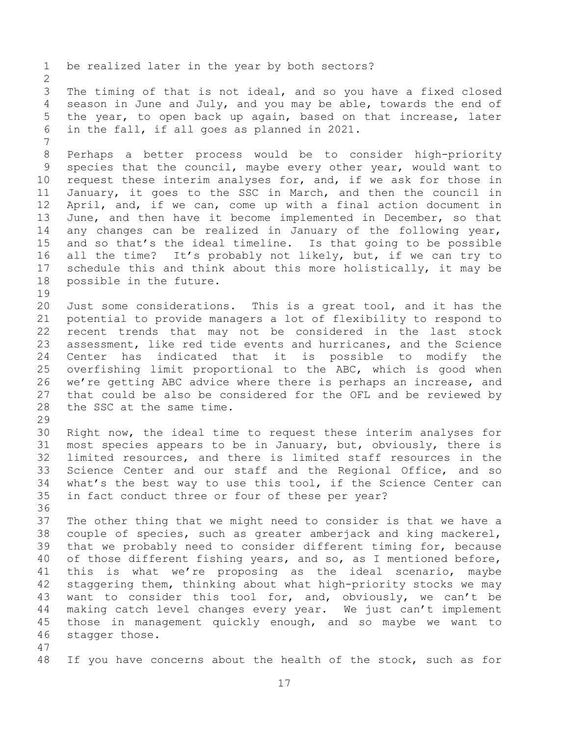be realized later in the year by both sectors?

The timing of that is not ideal, and so you have a fixed closed season in June and July, and you may be able, towards the end of the year, to open back up again, based on that increase, later in the fall, if all goes as planned in 2021.

Perhaps a better process would be to consider high-priority species that the council, maybe every other year, would want to request these interim analyses for, and, if we ask for those in January, it goes to the SSC in March, and then the council in April, and, if we can, come up with a final action document in June, and then have it become implemented in December, so that any changes can be realized in January of the following year, and so that's the ideal timeline. Is that going to be possible all the time? It's probably not likely, but, if we can try to schedule this and think about this more holistically, it may be possible in the future.

Just some considerations. This is a great tool, and it has the potential to provide managers a lot of flexibility to respond to recent trends that may not be considered in the last stock assessment, like red tide events and hurricanes, and the Science Center has indicated that it is possible to modify the overfishing limit proportional to the ABC, which is good when we're getting ABC advice where there is perhaps an increase, and that could be also be considered for the OFL and be reviewed by the SSC at the same time.

Right now, the ideal time to request these interim analyses for most species appears to be in January, but, obviously, there is limited resources, and there is limited staff resources in the Science Center and our staff and the Regional Office, and so what's the best way to use this tool, if the Science Center can in fact conduct three or four of these per year?

The other thing that we might need to consider is that we have a couple of species, such as greater amberjack and king mackerel, that we probably need to consider different timing for, because of those different fishing years, and so, as I mentioned before, this is what we're proposing as the ideal scenario, maybe staggering them, thinking about what high-priority stocks we may want to consider this tool for, and, obviously, we can't be making catch level changes every year. We just can't implement those in management quickly enough, and so maybe we want to stagger those.

If you have concerns about the health of the stock, such as for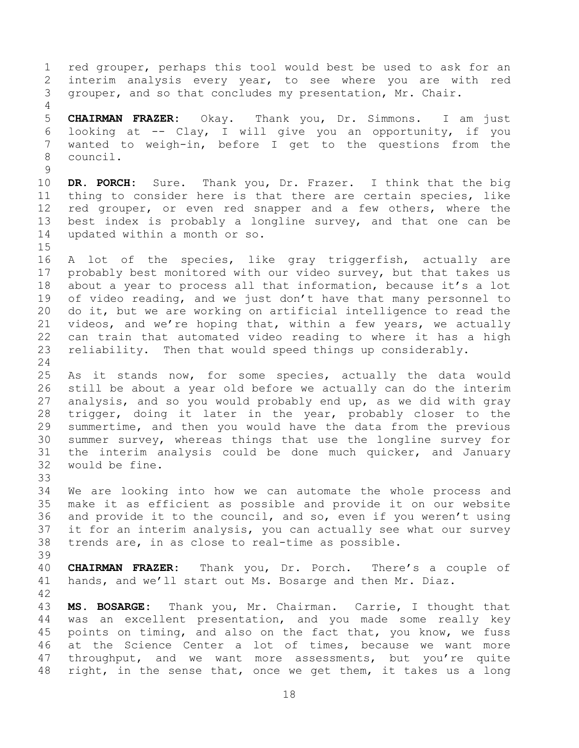red grouper, perhaps this tool would best be used to ask for an interim analysis every year, to see where you are with red grouper, and so that concludes my presentation, Mr. Chair.

**CHAIRMAN FRAZER:** Okay. Thank you, Dr. Simmons. I am just looking at -- Clay, I will give you an opportunity, if you wanted to weigh-in, before I get to the questions from the council.

**DR. PORCH:** Sure. Thank you, Dr. Frazer. I think that the big thing to consider here is that there are certain species, like red grouper, or even red snapper and a few others, where the best index is probably a longline survey, and that one can be updated within a month or so.

A lot of the species, like gray triggerfish, actually are probably best monitored with our video survey, but that takes us about a year to process all that information, because it's a lot of video reading, and we just don't have that many personnel to do it, but we are working on artificial intelligence to read the videos, and we're hoping that, within a few years, we actually can train that automated video reading to where it has a high reliability. Then that would speed things up considerably.

As it stands now, for some species, actually the data would still be about a year old before we actually can do the interim analysis, and so you would probably end up, as we did with gray trigger, doing it later in the year, probably closer to the summertime, and then you would have the data from the previous summer survey, whereas things that use the longline survey for the interim analysis could be done much quicker, and January would be fine.

We are looking into how we can automate the whole process and make it as efficient as possible and provide it on our website and provide it to the council, and so, even if you weren't using it for an interim analysis, you can actually see what our survey trends are, in as close to real-time as possible.

**CHAIRMAN FRAZER:** Thank you, Dr. Porch. There's a couple of hands, and we'll start out Ms. Bosarge and then Mr. Diaz.

**MS. BOSARGE:** Thank you, Mr. Chairman. Carrie, I thought that was an excellent presentation, and you made some really key points on timing, and also on the fact that, you know, we fuss at the Science Center a lot of times, because we want more throughput, and we want more assessments, but you're quite right, in the sense that, once we get them, it takes us a long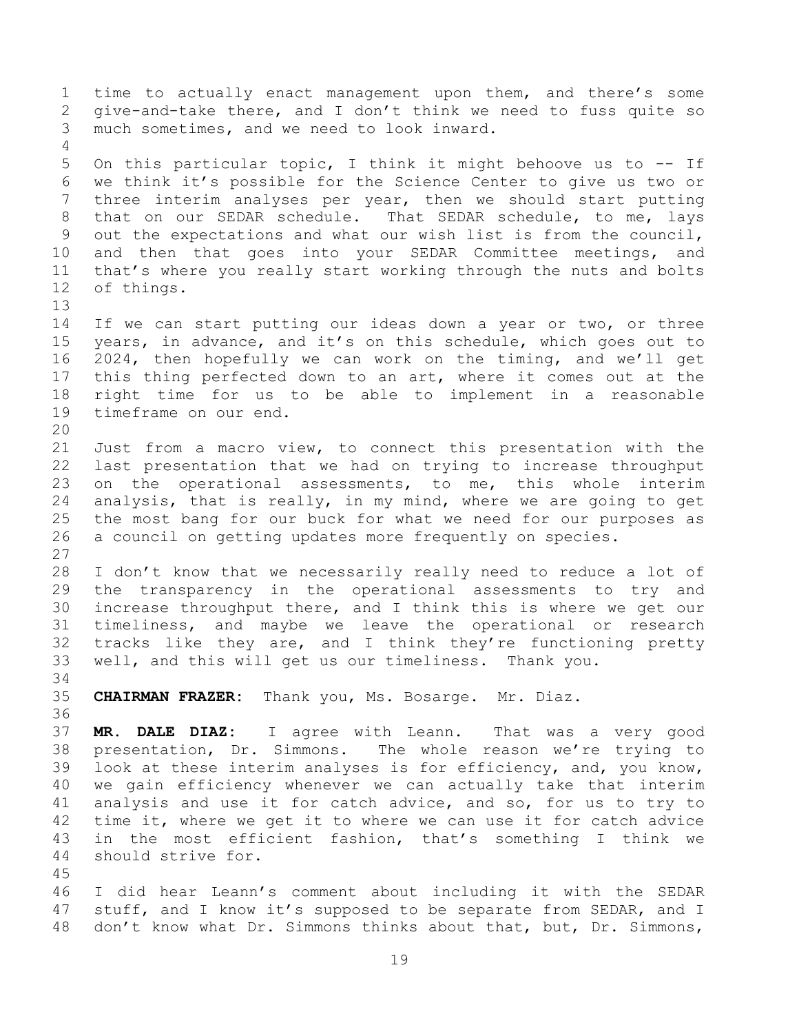time to actually enact management upon them, and there's some give-and-take there, and I don't think we need to fuss quite so much sometimes, and we need to look inward.

On this particular topic, I think it might behoove us to -- If we think it's possible for the Science Center to give us two or three interim analyses per year, then we should start putting that on our SEDAR schedule. That SEDAR schedule, to me, lays out the expectations and what our wish list is from the council, and then that goes into your SEDAR Committee meetings, and that's where you really start working through the nuts and bolts of things.

If we can start putting our ideas down a year or two, or three years, in advance, and it's on this schedule, which goes out to 2024, then hopefully we can work on the timing, and we'll get this thing perfected down to an art, where it comes out at the right time for us to be able to implement in a reasonable timeframe on our end.

Just from a macro view, to connect this presentation with the last presentation that we had on trying to increase throughput on the operational assessments, to me, this whole interim analysis, that is really, in my mind, where we are going to get the most bang for our buck for what we need for our purposes as a council on getting updates more frequently on species.

I don't know that we necessarily really need to reduce a lot of the transparency in the operational assessments to try and increase throughput there, and I think this is where we get our timeliness, and maybe we leave the operational or research tracks like they are, and I think they're functioning pretty well, and this will get us our timeliness. Thank you.

**CHAIRMAN FRAZER:** Thank you, Ms. Bosarge. Mr. Diaz.

**MR. DALE DIAZ:** I agree with Leann. That was a very good presentation, Dr. Simmons. The whole reason we're trying to look at these interim analyses is for efficiency, and, you know, we gain efficiency whenever we can actually take that interim analysis and use it for catch advice, and so, for us to try to time it, where we get it to where we can use it for catch advice in the most efficient fashion, that's something I think we should strive for.

I did hear Leann's comment about including it with the SEDAR stuff, and I know it's supposed to be separate from SEDAR, and I don't know what Dr. Simmons thinks about that, but, Dr. Simmons,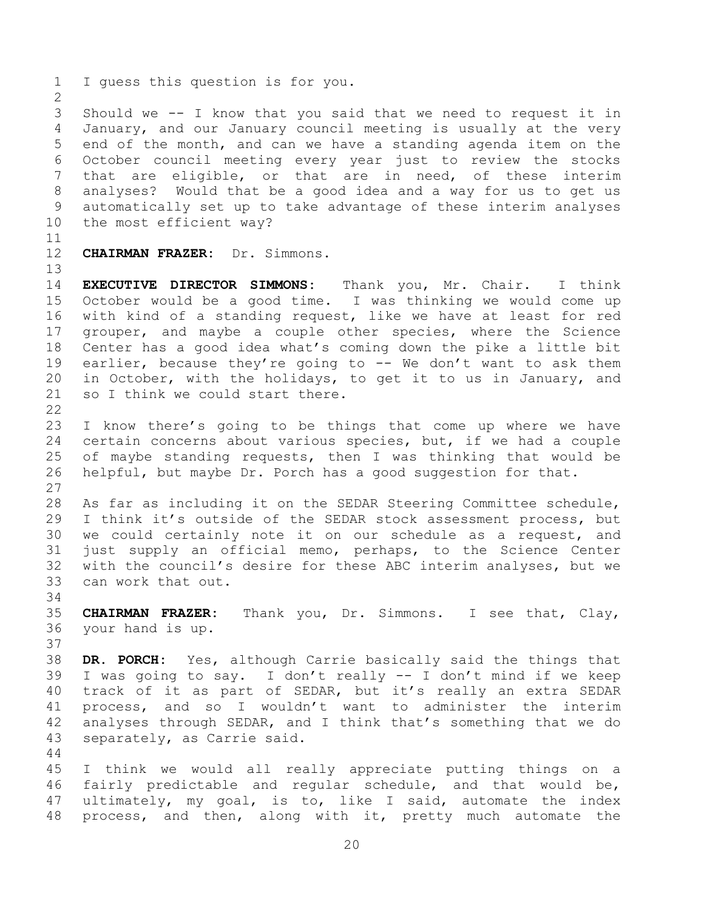I guess this question is for you.

Should we -- I know that you said that we need to request it in January, and our January council meeting is usually at the very end of the month, and can we have a standing agenda item on the October council meeting every year just to review the stocks that are eligible, or that are in need, of these interim analyses? Would that be a good idea and a way for us to get us automatically set up to take advantage of these interim analyses the most efficient way?

**CHAIRMAN FRAZER:** Dr. Simmons.

**EXECUTIVE DIRECTOR SIMMONS:** Thank you, Mr. Chair. I think October would be a good time. I was thinking we would come up with kind of a standing request, like we have at least for red grouper, and maybe a couple other species, where the Science Center has a good idea what's coming down the pike a little bit earlier, because they're going to -- We don't want to ask them in October, with the holidays, to get it to us in January, and so I think we could start there.

I know there's going to be things that come up where we have certain concerns about various species, but, if we had a couple of maybe standing requests, then I was thinking that would be helpful, but maybe Dr. Porch has a good suggestion for that.

As far as including it on the SEDAR Steering Committee schedule, I think it's outside of the SEDAR stock assessment process, but we could certainly note it on our schedule as a request, and just supply an official memo, perhaps, to the Science Center with the council's desire for these ABC interim analyses, but we can work that out.

**CHAIRMAN FRAZER:** Thank you, Dr. Simmons. I see that, Clay, your hand is up.

**DR. PORCH:** Yes, although Carrie basically said the things that I was going to say. I don't really -- I don't mind if we keep track of it as part of SEDAR, but it's really an extra SEDAR process, and so I wouldn't want to administer the interim analyses through SEDAR, and I think that's something that we do separately, as Carrie said.

I think we would all really appreciate putting things on a fairly predictable and regular schedule, and that would be, ultimately, my goal, is to, like I said, automate the index process, and then, along with it, pretty much automate the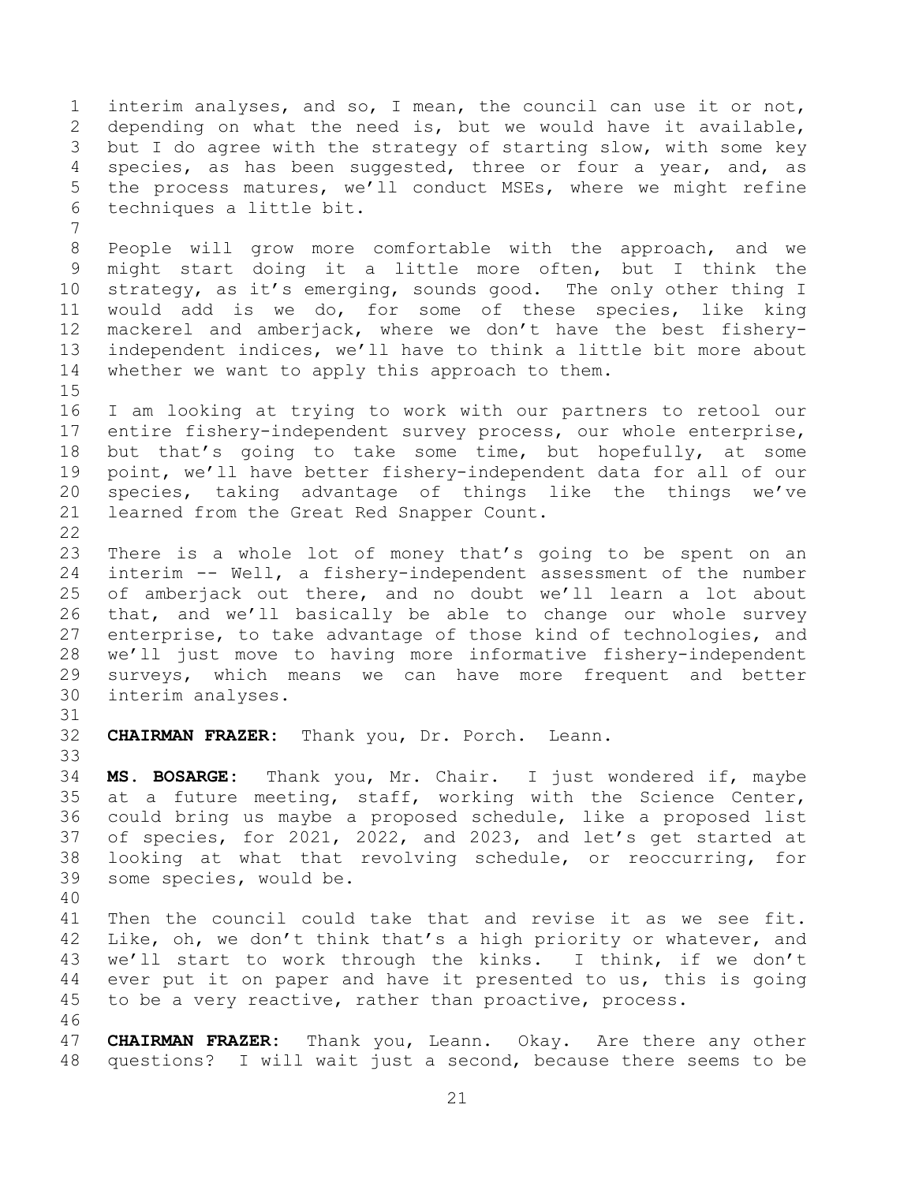interim analyses, and so, I mean, the council can use it or not, depending on what the need is, but we would have it available, but I do agree with the strategy of starting slow, with some key species, as has been suggested, three or four a year, and, as the process matures, we'll conduct MSEs, where we might refine techniques a little bit.

People will grow more comfortable with the approach, and we might start doing it a little more often, but I think the strategy, as it's emerging, sounds good. The only other thing I would add is we do, for some of these species, like king mackerel and amberjack, where we don't have the best fishery-independent indices, we'll have to think a little bit more about whether we want to apply this approach to them.

I am looking at trying to work with our partners to retool our entire fishery-independent survey process, our whole enterprise, but that's going to take some time, but hopefully, at some point, we'll have better fishery-independent data for all of our species, taking advantage of things like the things we've learned from the Great Red Snapper Count.

There is a whole lot of money that's going to be spent on an interim -- Well, a fishery-independent assessment of the number of amberjack out there, and no doubt we'll learn a lot about that, and we'll basically be able to change our whole survey enterprise, to take advantage of those kind of technologies, and we'll just move to having more informative fishery-independent surveys, which means we can have more frequent and better interim analyses.

**CHAIRMAN FRAZER:** Thank you, Dr. Porch. Leann.

**MS. BOSARGE:** Thank you, Mr. Chair. I just wondered if, maybe at a future meeting, staff, working with the Science Center, could bring us maybe a proposed schedule, like a proposed list of species, for 2021, 2022, and 2023, and let's get started at looking at what that revolving schedule, or reoccurring, for some species, would be.

Then the council could take that and revise it as we see fit. Like, oh, we don't think that's a high priority or whatever, and we'll start to work through the kinks. I think, if we don't ever put it on paper and have it presented to us, this is going to be a very reactive, rather than proactive, process.

**CHAIRMAN FRAZER:** Thank you, Leann. Okay. Are there any other questions? I will wait just a second, because there seems to be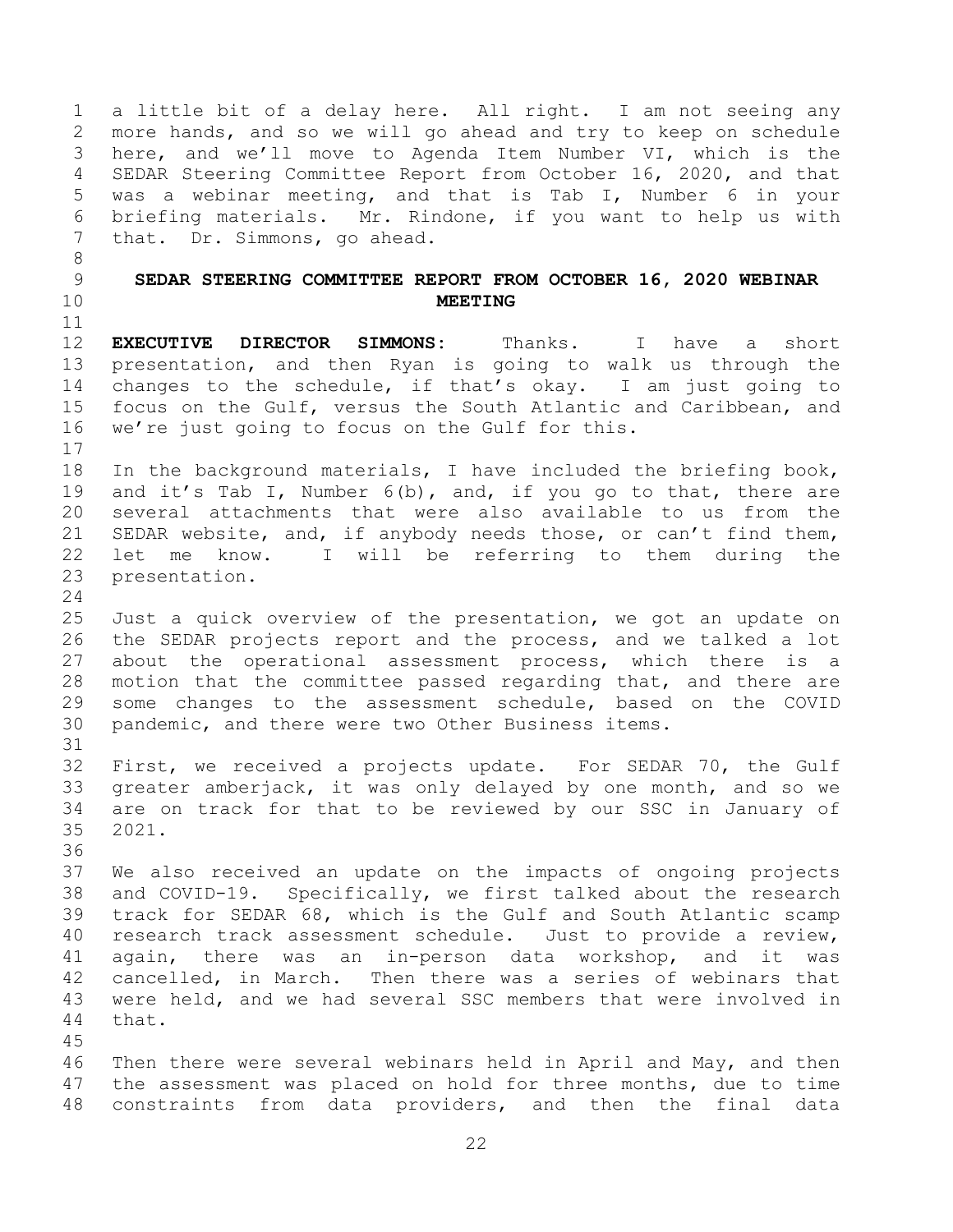a little bit of a delay here. All right. I am not seeing any more hands, and so we will go ahead and try to keep on schedule here, and we'll move to Agenda Item Number VI, which is the SEDAR Steering Committee Report from October 16, 2020, and that was a webinar meeting, and that is Tab I, Number 6 in your briefing materials. Mr. Rindone, if you want to help us with that. Dr. Simmons, go ahead.

## SEDAR STEERING COMMITTEE REPORT FROM OCTOBER 16, 2020 WEBINAR MEETING

**EXECUTIVE DIRECTOR SIMMONS:** Thanks. I have a short presentation, and then Ryan is going to walk us through the changes to the schedule, if that's okay. I am just going to focus on the Gulf, versus the South Atlantic and Caribbean, and we're just going to focus on the Gulf for this.

In the background materials, I have included the briefing book, and it's Tab I, Number 6(b), and, if you go to that, there are several attachments that were also available to us from the SEDAR website, and, if anybody needs those, or can't find them, let me know. I will be referring to them during the presentation.

Just a quick overview of the presentation, we got an update on the SEDAR projects report and the process, and we talked a lot about the operational assessment process, which there is a motion that the committee passed regarding that, and there are some changes to the assessment schedule, based on the COVID pandemic, and there were two Other Business items.

First, we received a projects update. For SEDAR 70, the Gulf greater amberjack, it was only delayed by one month, and so we are on track for that to be reviewed by our SSC in January of 2021.

We also received an update on the impacts of ongoing projects and COVID-19. Specifically, we first talked about the research track for SEDAR 68, which is the Gulf and South Atlantic scamp research track assessment schedule. Just to provide a review, again, there was an in-person data workshop, and it was cancelled, in March. Then there was a series of webinars that were held, and we had several SSC members that were involved in that.

Then there were several webinars held in April and May, and then the assessment was placed on hold for three months, due to time constraints from data providers, and then the final data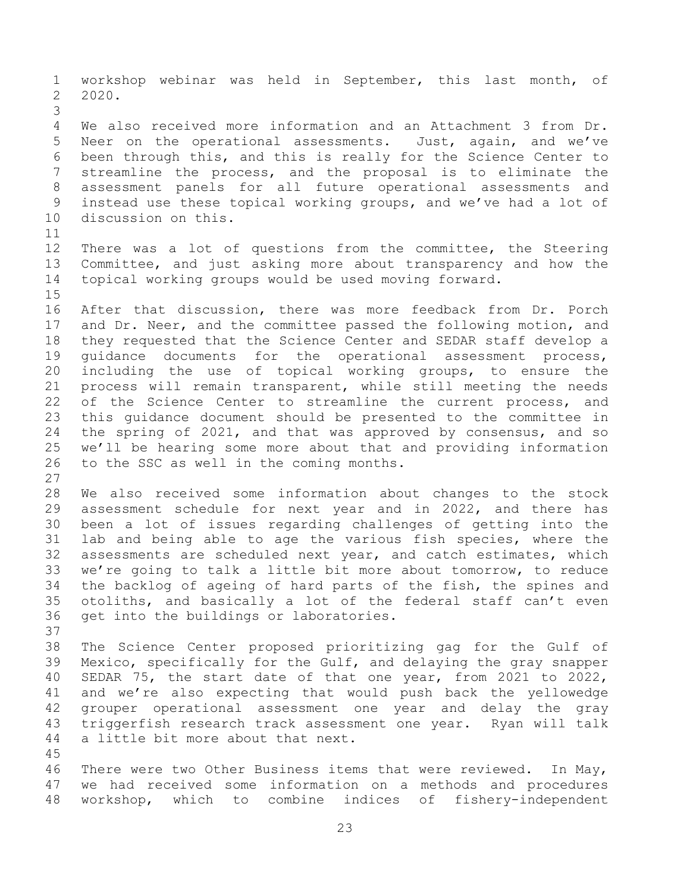workshop webinar was held in September, this last month, of 2020.

We also received more information and an Attachment 3 from Dr. Neer on the operational assessments. Just, again, and we've been through this, and this is really for the Science Center to streamline the process, and the proposal is to eliminate the assessment panels for all future operational assessments and instead use these topical working groups, and we've had a lot of discussion on this.

There was a lot of questions from the committee, the Steering Committee, and just asking more about transparency and how the topical working groups would be used moving forward.

After that discussion, there was more feedback from Dr. Porch and Dr. Neer, and the committee passed the following motion, and they requested that the Science Center and SEDAR staff develop a guidance documents for the operational assessment process, including the use of topical working groups, to ensure the process will remain transparent, while still meeting the needs of the Science Center to streamline the current process, and this guidance document should be presented to the committee in the spring of 2021, and that was approved by consensus, and so we'll be hearing some more about that and providing information to the SSC as well in the coming months.

We also received some information about changes to the stock assessment schedule for next year and in 2022, and there has been a lot of issues regarding challenges of getting into the lab and being able to age the various fish species, where the assessments are scheduled next year, and catch estimates, which we're going to talk a little bit more about tomorrow, to reduce the backlog of ageing of hard parts of the fish, the spines and otoliths, and basically a lot of the federal staff can't even get into the buildings or laboratories.

The Science Center proposed prioritizing gag for the Gulf of Mexico, specifically for the Gulf, and delaying the gray snapper SEDAR 75, the start date of that one year, from 2021 to 2022, and we're also expecting that would push back the yellowedge grouper operational assessment one year and delay the gray triggerfish research track assessment one year. Ryan will talk a little bit more about that next.

There were two Other Business items that were reviewed. In May, we had received some information on a methods and procedures workshop, which to combine indices of fishery-independent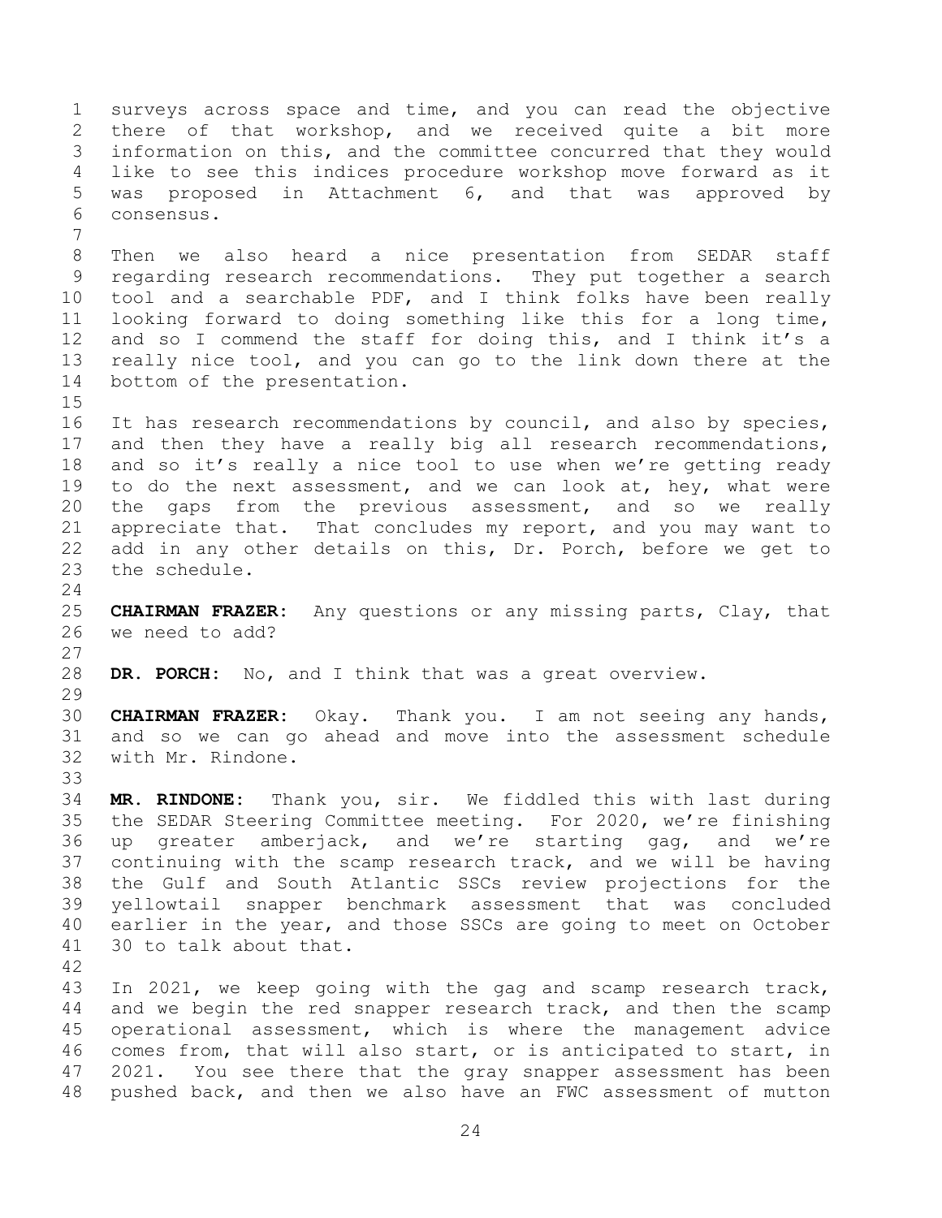surveys across space and time, and you can read the objective there of that workshop, and we received quite a bit more information on this, and the committee concurred that they would like to see this indices procedure workshop move forward as it was proposed in Attachment 6, and that was approved by consensus.

Then we also heard a nice presentation from SEDAR staff regarding research recommendations. They put together a search tool and a searchable PDF, and I think folks have been really looking forward to doing something like this for a long time, and so I commend the staff for doing this, and I think it's a really nice tool, and you can go to the link down there at the bottom of the presentation.

It has research recommendations by council, and also by species, and then they have a really big all research recommendations, and so it's really a nice tool to use when we're getting ready to do the next assessment, and we can look at, hey, what were the gaps from the previous assessment, and so we really appreciate that. That concludes my report, and you may want to add in any other details on this, Dr. Porch, before we get to the schedule.

**CHAIRMAN FRAZER:** Any questions or any missing parts, Clay, that we need to add?

**DR. PORCH:** No, and I think that was a great overview.

**CHAIRMAN FRAZER:** Okay. Thank you. I am not seeing any hands, and so we can go ahead and move into the assessment schedule with Mr. Rindone.

**MR. RINDONE:** Thank you, sir. We fiddled this with last during the SEDAR Steering Committee meeting. For 2020, we're finishing up greater amberjack, and we're starting gag, and we're continuing with the scamp research track, and we will be having the Gulf and South Atlantic SSCs review projections for the yellowtail snapper benchmark assessment that was concluded earlier in the year, and those SSCs are going to meet on October 30 to talk about that.

In 2021, we keep going with the gag and scamp research track, and we begin the red snapper research track, and then the scamp operational assessment, which is where the management advice comes from, that will also start, or is anticipated to start, in 2021. You see there that the gray snapper assessment has been pushed back, and then we also have an FWC assessment of mutton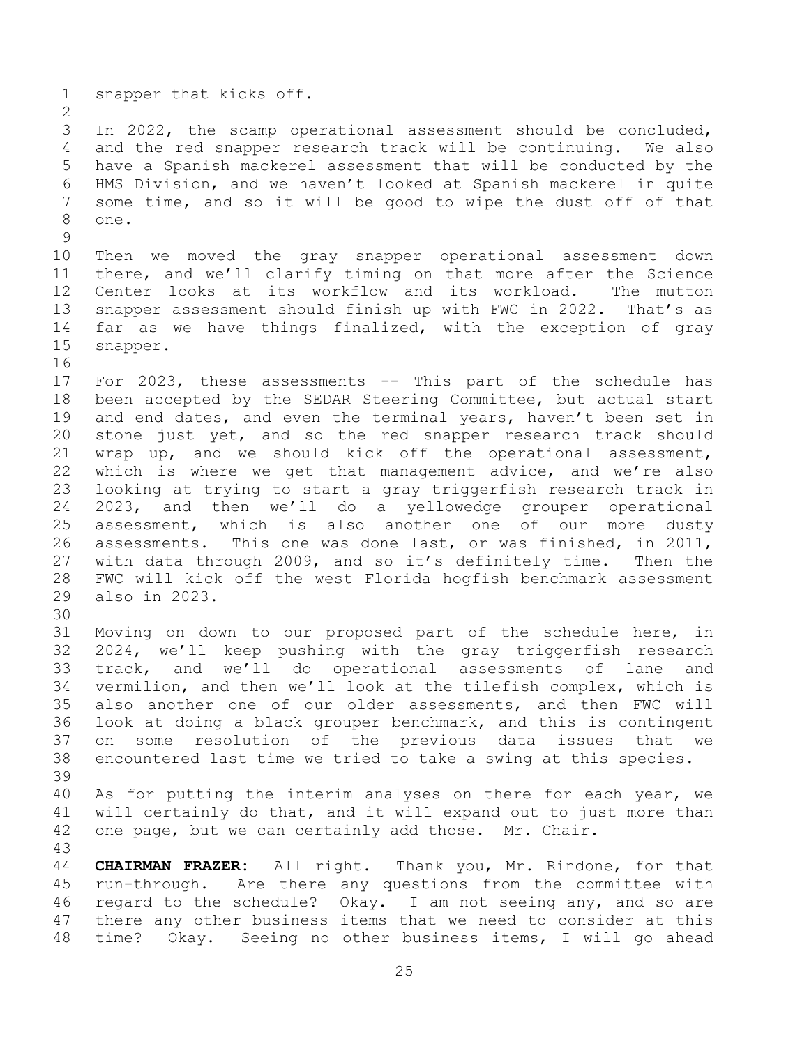snapper that kicks off.

In 2022, the scamp operational assessment should be concluded, and the red snapper research track will be continuing. We also have a Spanish mackerel assessment that will be conducted by the HMS Division, and we haven't looked at Spanish mackerel in quite some time, and so it will be good to wipe the dust off of that one.

Then we moved the gray snapper operational assessment down there, and we'll clarify timing on that more after the Science Center looks at its workflow and its workload. The mutton snapper assessment should finish up with FWC in 2022. That's as far as we have things finalized, with the exception of gray snapper.

For 2023, these assessments -- This part of the schedule has been accepted by the SEDAR Steering Committee, but actual start and end dates, and even the terminal years, haven't been set in stone just yet, and so the red snapper research track should wrap up, and we should kick off the operational assessment, which is where we get that management advice, and we're also looking at trying to start a gray triggerfish research track in 2023, and then we'll do a yellowedge grouper operational assessment, which is also another one of our more dusty assessments. This one was done last, or was finished, in 2011, with data through 2009, and so it's definitely time. Then the FWC will kick off the west Florida hogfish benchmark assessment also in 2023.

Moving on down to our proposed part of the schedule here, in 2024, we'll keep pushing with the gray triggerfish research track, and we'll do operational assessments of lane and vermilion, and then we'll look at the tilefish complex, which is also another one of our older assessments, and then FWC will look at doing a black grouper benchmark, and this is contingent on some resolution of the previous data issues that we encountered last time we tried to take a swing at this species.

As for putting the interim analyses on there for each year, we will certainly do that, and it will expand out to just more than one page, but we can certainly add those. Mr. Chair.

**CHAIRMAN FRAZER:** All right. Thank you, Mr. Rindone, for that run-through. Are there any questions from the committee with regard to the schedule? Okay. I am not seeing any, and so are there any other business items that we need to consider at this time? Okay. Seeing no other business items, I will go ahead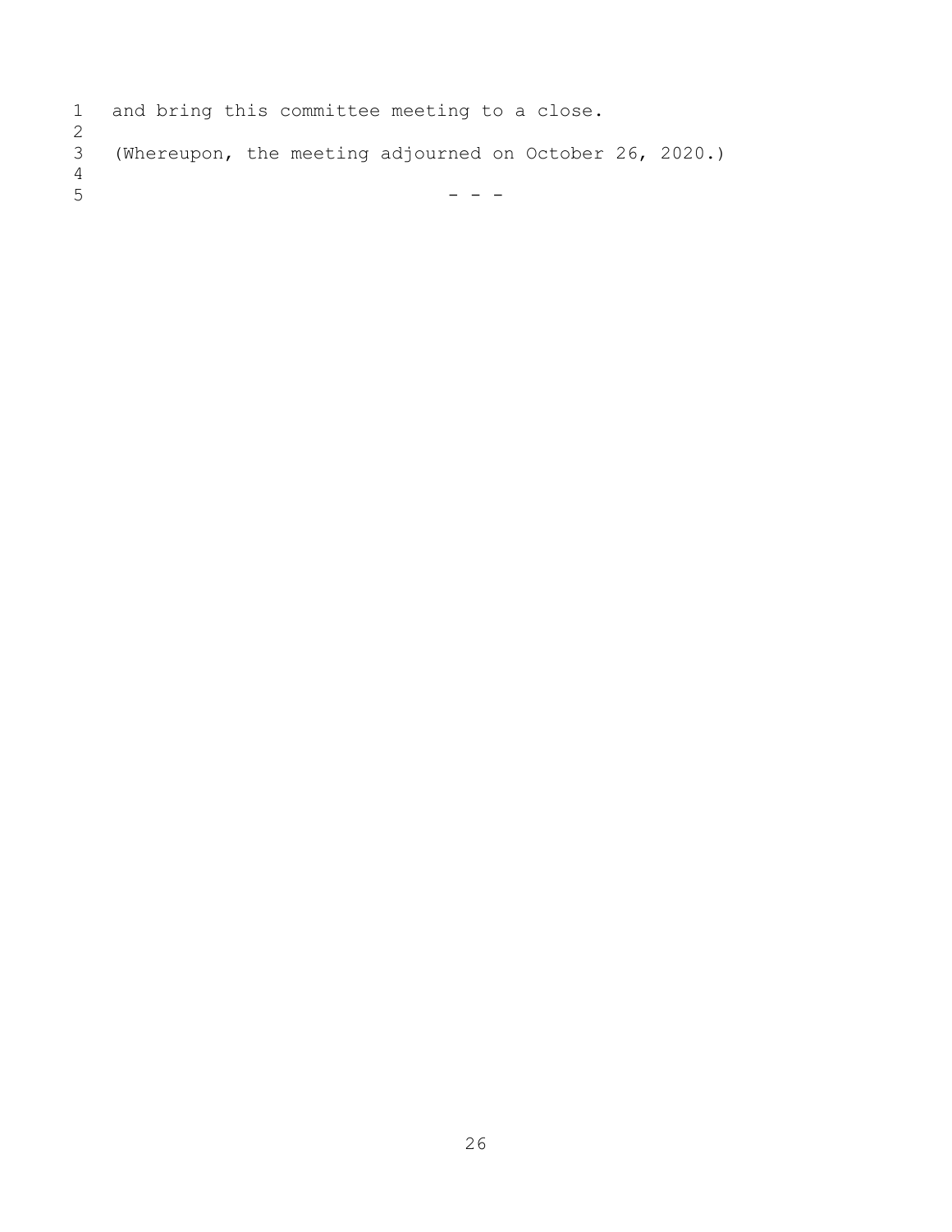and bring this committee meeting to a close.

(Whereupon, the meeting adjourned on October 26, 2020.)

\- - -